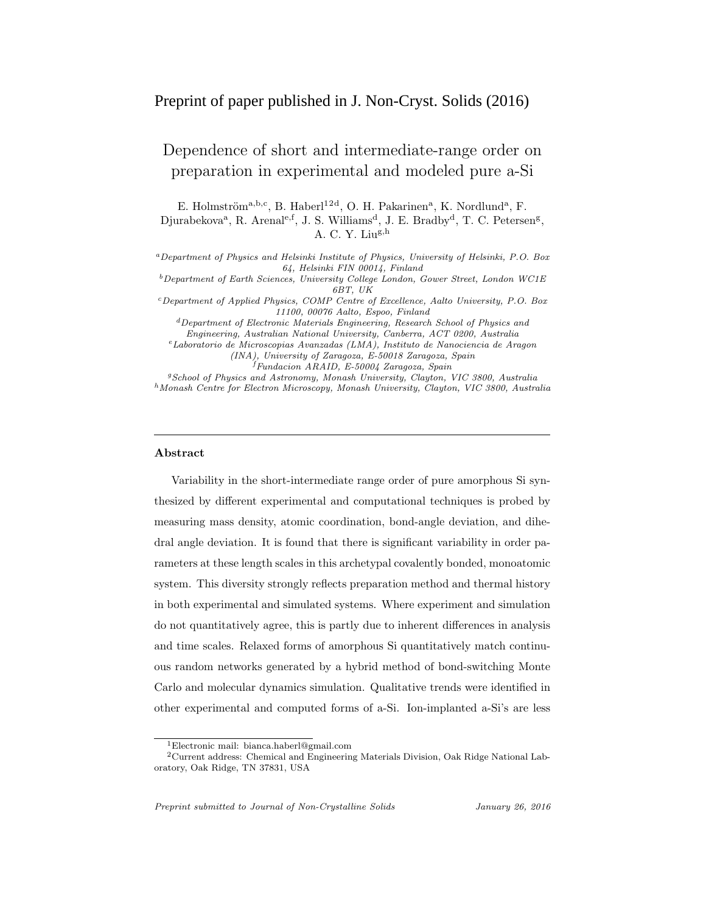Preprint of paper published in J. Non-Cryst. Solids (2016)

# Dependence of short and intermediate-range order on preparation in experimental and modeled pure a-Si

E. Holmström[a,b,c], B. Haberl[1,2,d], O. H. Pakarinen[a], K. Nordlund[a], F. Djurabekova[a], R. Arenal[e,f], J. S. Williams[d], J. E. Bradby[d], T. C. Petersen[g], A. C. Y. Liu[g,h]

[a] *Department of Physics and Helsinki Institute of Physics, University of Helsinki, P.O. Box 64, Helsinki FIN 00014, Finland*
[b] *Department of Earth Sciences, University College London, Gower Street, London WC1E 6BT, UK*
[c] *Department of Applied Physics, COMP Centre of Excellence, Aalto University, P.O. Box 11100, 00076 Aalto, Espoo, Finland*
[d] *Department of Electronic Materials Engineering, Research School of Physics and Engineering, Australian National University, Canberra, ACT 0200, Australia*
[e] *Laboratorio de Microscopias Avanzadas (LMA), Instituto de Nanociencia de Aragon (INA), University of Zaragoza, E-50018 Zaragoza, Spain*
[f] *Fundacion ARAID, E-50004 Zaragoza, Spain*
[g] *School of Physics and Astronomy, Monash University, Clayton, VIC 3800, Australia*
[h] *Monash Centre for Electron Microscopy, Monash University, Clayton, VIC 3800, Australia*

---

## Abstract

Variability in the short-intermediate range order of pure amorphous Si synthesized by different experimental and computational techniques is probed by measuring mass density, atomic coordination, bond-angle deviation, and dihedral angle deviation. It is found that there is significant variability in order parameters at these length scales in this archetypal covalently bonded, monoatomic system. This diversity strongly reflects preparation method and thermal history in both experimental and simulated systems. Where experiment and simulation do not quantitatively agree, this is partly due to inherent differences in analysis and time scales. Relaxed forms of amorphous Si quantitatively match continuous random networks generated by a hybrid method of bond-switching Monte Carlo and molecular dynamics simulation. Qualitative trends were identified in other experimental and computed forms of a-Si. Ion-implanted a-Si's are less

[1] Electronic mail: bianca.haberl@gmail.com
[2] Current address: Chemical and Engineering Materials Division, Oak Ridge National Laboratory, Oak Ridge, TN 37831, USA

*Preprint submitted to Journal of Non-Crystalline Solids* *January 26, 2016*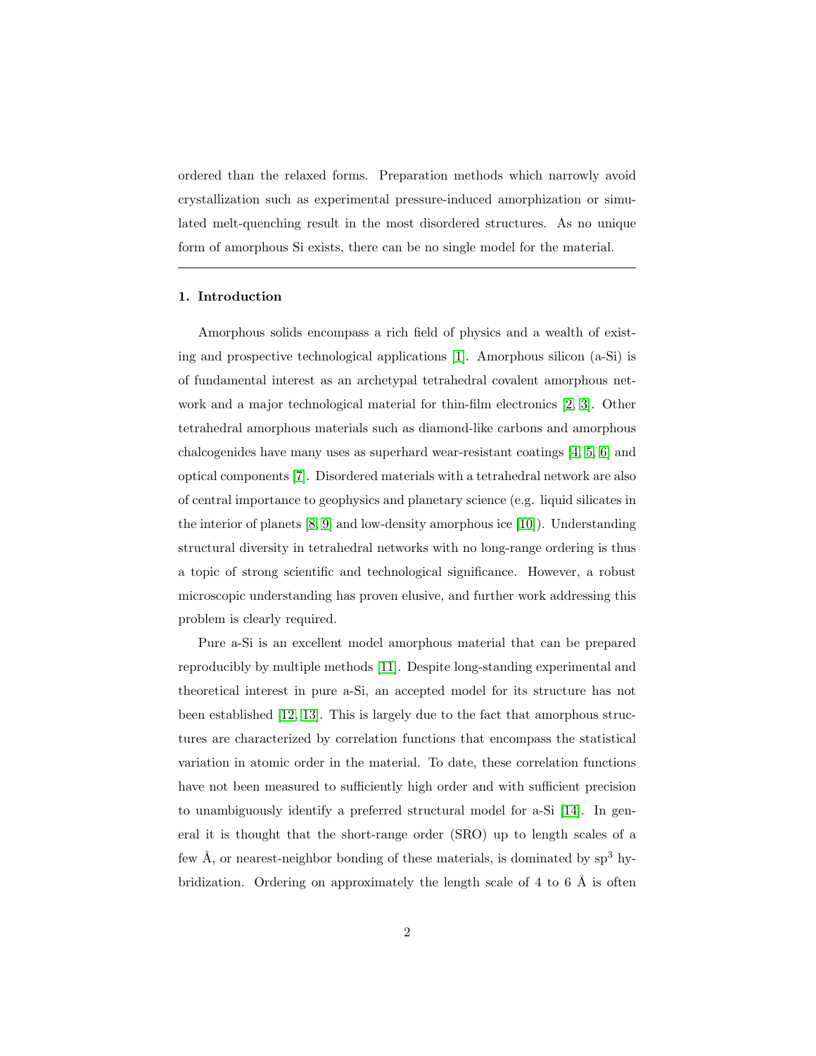ordered than the relaxed forms. Preparation methods which narrowly avoid crystallization such as experimental pressure-induced amorphization or simulated melt-quenching result in the most disordered structures. As no unique form of amorphous Si exists, there can be no single model for the material.

---

## 1. Introduction

Amorphous solids encompass a rich field of physics and a wealth of existing and prospective technological applications [1]. Amorphous silicon (a-Si) is of fundamental interest as an archetypal tetrahedral covalent amorphous network and a major technological material for thin-film electronics [2, 3]. Other tetrahedral amorphous materials such as diamond-like carbons and amorphous chalcogenides have many uses as superhard wear-resistant coatings [4, 5, 6] and optical components [7]. Disordered materials with a tetrahedral network are also of central importance to geophysics and planetary science (e.g. liquid silicates in the interior of planets [8, 9] and low-density amorphous ice [10]). Understanding structural diversity in tetrahedral networks with no long-range ordering is thus a topic of strong scientific and technological significance. However, a robust microscopic understanding has proven elusive, and further work addressing this problem is clearly required.

Pure a-Si is an excellent model amorphous material that can be prepared reproducibly by multiple methods [11]. Despite long-standing experimental and theoretical interest in pure a-Si, an accepted model for its structure has not been established [12, 13]. This is largely due to the fact that amorphous structures are characterized by correlation functions that encompass the statistical variation in atomic order in the material. To date, these correlation functions have not been measured to sufficiently high order and with sufficient precision to unambiguously identify a preferred structural model for a-Si [14]. In general it is thought that the short-range order (SRO) up to length scales of a few Å, or nearest-neighbor bonding of these materials, is dominated by $sp^3$ hybridization. Ordering on approximately the length scale of 4 to 6 Å is often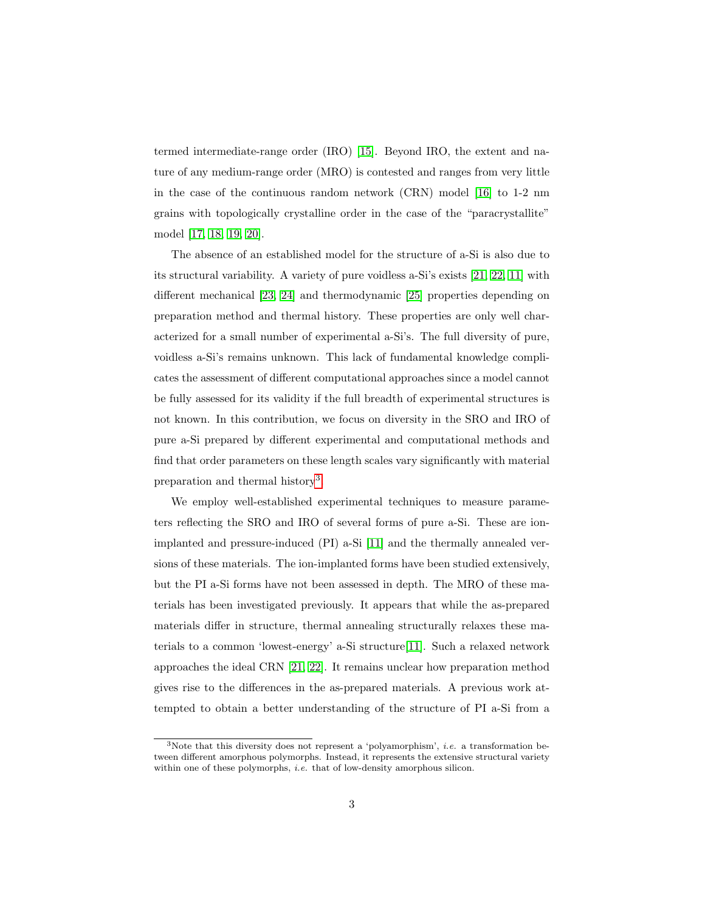termed intermediate-range order (IRO) [15]. Beyond IRO, the extent and nature of any medium-range order (MRO) is contested and ranges from very little in the case of the continuous random network (CRN) model [16] to 1-2 nm grains with topologically crystalline order in the case of the "paracrystallite" model [17, 18, 19, 20].

The absence of an established model for the structure of a-Si is also due to its structural variability. A variety of pure voidless a-Si's exists [21, 22, 11] with different mechanical [23, 24] and thermodynamic [25] properties depending on preparation method and thermal history. These properties are only well characterized for a small number of experimental a-Si's. The full diversity of pure, voidless a-Si's remains unknown. This lack of fundamental knowledge complicates the assessment of different computational approaches since a model cannot be fully assessed for its validity if the full breadth of experimental structures is not known. In this contribution, we focus on diversity in the SRO and IRO of pure a-Si prepared by different experimental and computational methods and find that order parameters on these length scales vary significantly with material preparation and thermal history[3].

We employ well-established experimental techniques to measure parameters reflecting the SRO and IRO of several forms of pure a-Si. These are ion-implanted and pressure-induced (PI) a-Si [11] and the thermally annealed versions of these materials. The ion-implanted forms have been studied extensively, but the PI a-Si forms have not been assessed in depth. The MRO of these materials has been investigated previously. It appears that while the as-prepared materials differ in structure, thermal annealing structurally relaxes these materials to a common 'lowest-energy' a-Si structure[11]. Such a relaxed network approaches the ideal CRN [21, 22]. It remains unclear how preparation method gives rise to the differences in the as-prepared materials. A previous work attempted to obtain a better understanding of the structure of PI a-Si from a

[3] Note that this diversity does not represent a 'polyamorphism', *i.e.* a transformation between different amorphous polymorphs. Instead, it represents the extensive structural variety within one of these polymorphs, *i.e.* that of low-density amorphous silicon.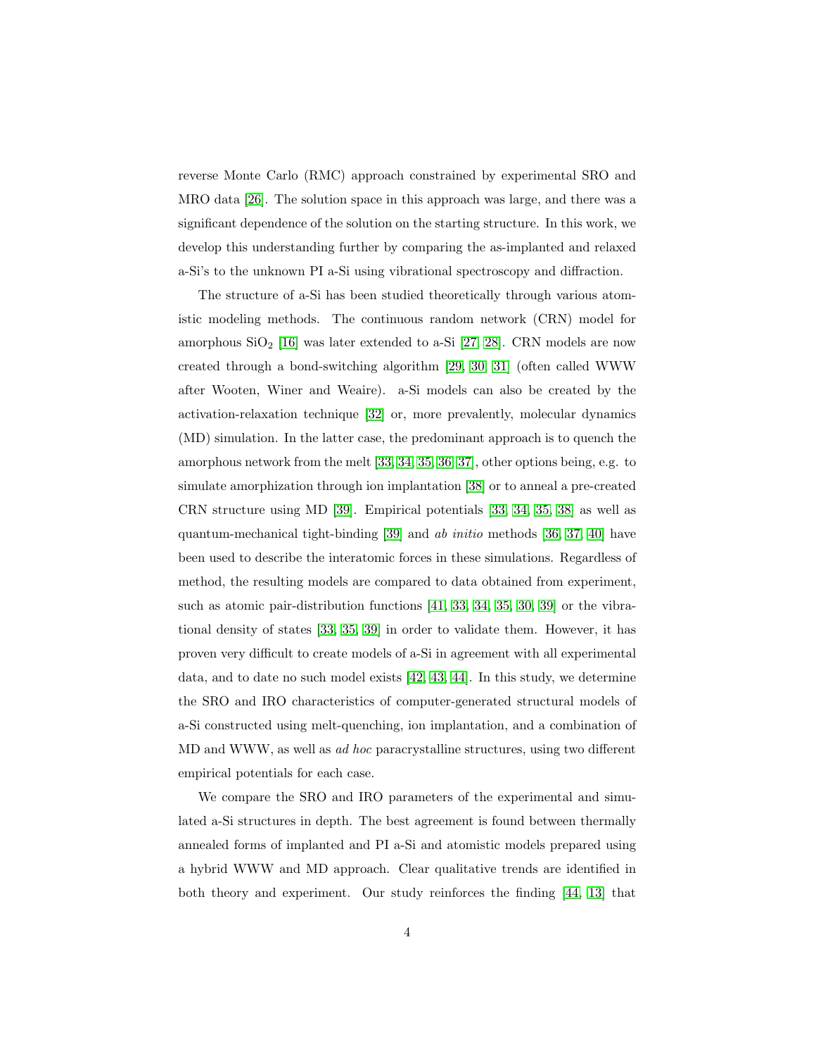reverse Monte Carlo (RMC) approach constrained by experimental SRO and MRO data [26]. The solution space in this approach was large, and there was a significant dependence of the solution on the starting structure. In this work, we develop this understanding further by comparing the as-implanted and relaxed a-Si's to the unknown PI a-Si using vibrational spectroscopy and diffraction.

The structure of a-Si has been studied theoretically through various atomistic modeling methods. The continuous random network (CRN) model for amorphous $SiO_2$ [16] was later extended to a-Si [27, 28]. CRN models are now created through a bond-switching algorithm [29, 30, 31] (often called WWW after Wooten, Winer and Weaire). a-Si models can also be created by the activation-relaxation technique [32] or, more prevalently, molecular dynamics (MD) simulation. In the latter case, the predominant approach is to quench the amorphous network from the melt [33, 34, 35, 36, 37], other options being, e.g. to simulate amorphization through ion implantation [38] or to anneal a pre-created CRN structure using MD [39]. Empirical potentials [33, 34, 35, 38] as well as quantum-mechanical tight-binding [39] and *ab initio* methods [36, 37, 40] have been used to describe the interatomic forces in these simulations. Regardless of method, the resulting models are compared to data obtained from experiment, such as atomic pair-distribution functions [41, 33, 34, 35, 30, 39] or the vibrational density of states [33, 35, 39] in order to validate them. However, it has proven very difficult to create models of a-Si in agreement with all experimental data, and to date no such model exists [42, 43, 44]. In this study, we determine the SRO and IRO characteristics of computer-generated structural models of a-Si constructed using melt-quenching, ion implantation, and a combination of MD and WWW, as well as *ad hoc* paracrystalline structures, using two different empirical potentials for each case.

We compare the SRO and IRO parameters of the experimental and simulated a-Si structures in depth. The best agreement is found between thermally annealed forms of implanted and PI a-Si and atomistic models prepared using a hybrid WWW and MD approach. Clear qualitative trends are identified in both theory and experiment. Our study reinforces the finding [44, 13] that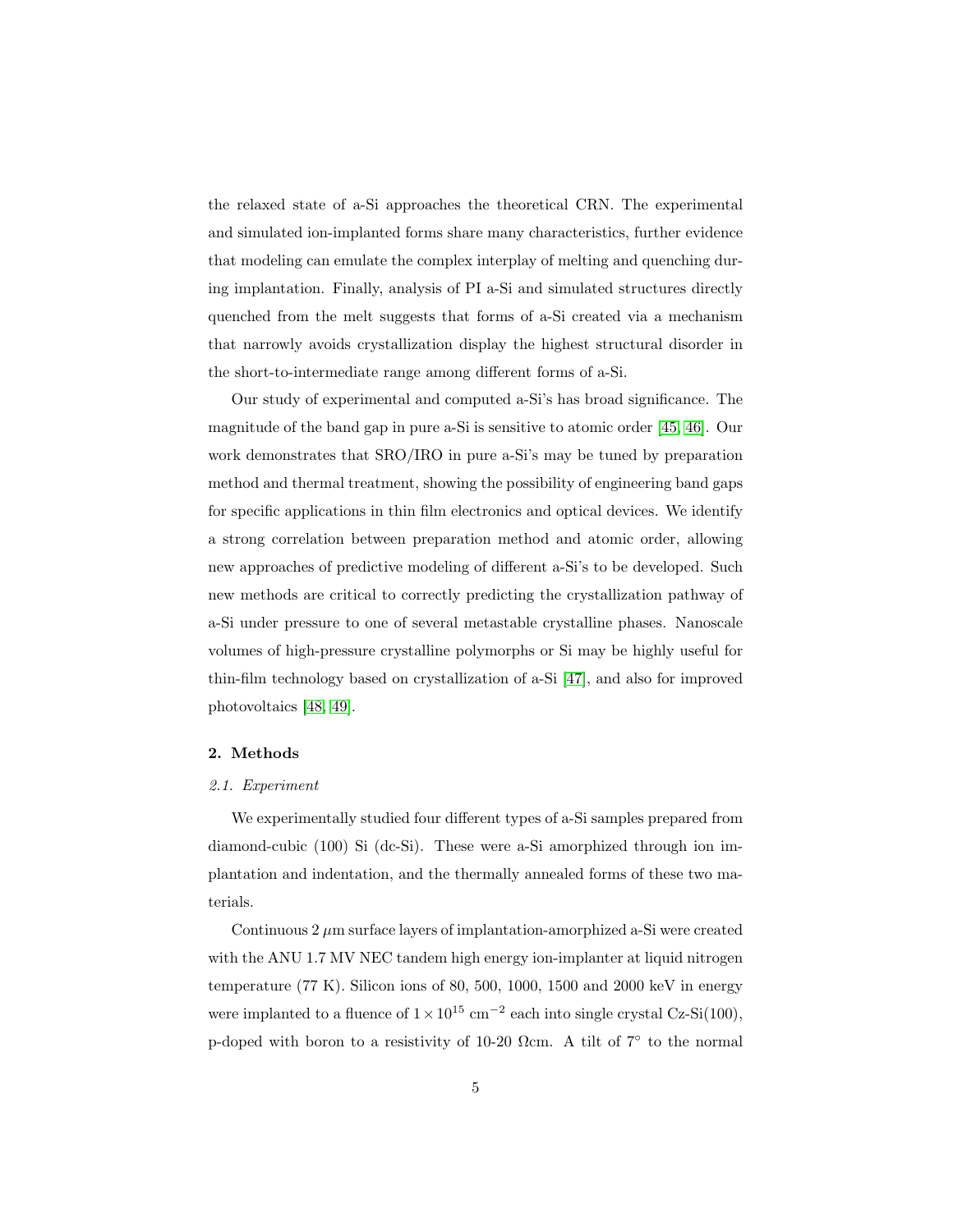the relaxed state of a-Si approaches the theoretical CRN. The experimental and simulated ion-implanted forms share many characteristics, further evidence that modeling can emulate the complex interplay of melting and quenching during implantation. Finally, analysis of PI a-Si and simulated structures directly quenched from the melt suggests that forms of a-Si created via a mechanism that narrowly avoids crystallization display the highest structural disorder in the short-to-intermediate range among different forms of a-Si.

Our study of experimental and computed a-Si's has broad significance. The magnitude of the band gap in pure a-Si is sensitive to atomic order [45, 46]. Our work demonstrates that SRO/IRO in pure a-Si's may be tuned by preparation method and thermal treatment, showing the possibility of engineering band gaps for specific applications in thin film electronics and optical devices. We identify a strong correlation between preparation method and atomic order, allowing new approaches of predictive modeling of different a-Si's to be developed. Such new methods are critical to correctly predicting the crystallization pathway of a-Si under pressure to one of several metastable crystalline phases. Nanoscale volumes of high-pressure crystalline polymorphs or Si may be highly useful for thin-film technology based on crystallization of a-Si [47], and also for improved photovoltaics [48, 49].

## 2. Methods

### *2.1. Experiment*

We experimentally studied four different types of a-Si samples prepared from diamond-cubic (100) Si (dc-Si). These were a-Si amorphized through ion implantation and indentation, and the thermally annealed forms of these two materials.

Continuous 2 $\mu$m surface layers of implantation-amorphized a-Si were created with the ANU 1.7 MV NEC tandem high energy ion-implanter at liquid nitrogen temperature (77 K). Silicon ions of 80, 500, 1000, 1500 and 2000 keV in energy were implanted to a fluence of $1 \times 10^{15}$ cm$^{-2}$ each into single crystal Cz-Si(100), p-doped with boron to a resistivity of 10-20 $\Omega$cm. A tilt of 7° to the normal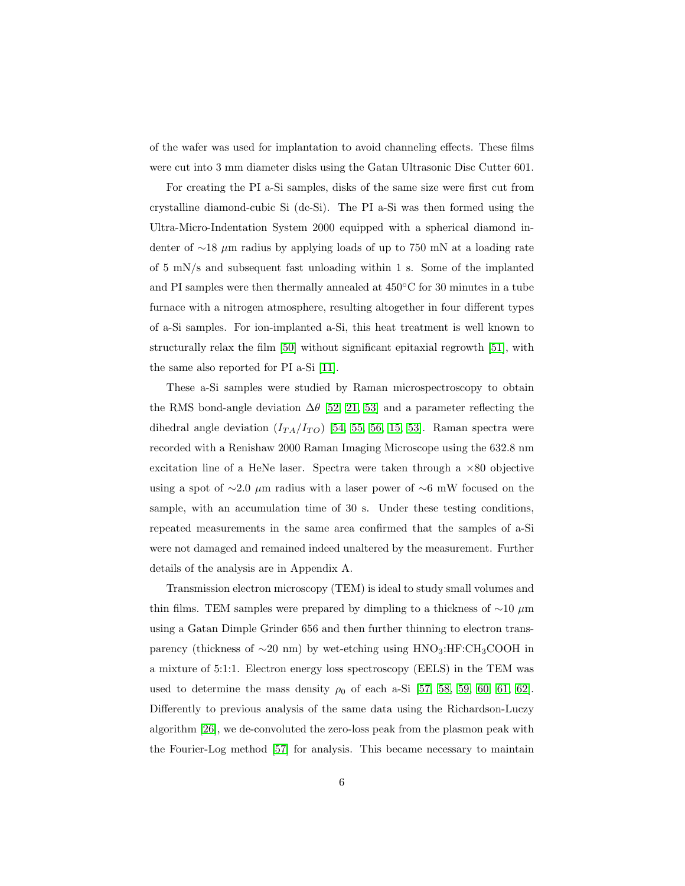of the wafer was used for implantation to avoid channeling effects. These films were cut into 3 mm diameter disks using the Gatan Ultrasonic Disc Cutter 601.

For creating the PI a-Si samples, disks of the same size were first cut from crystalline diamond-cubic Si (dc-Si). The PI a-Si was then formed using the Ultra-Micro-Indentation System 2000 equipped with a spherical diamond indenter of ∼18 $\mu$m radius by applying loads of up to 750 mN at a loading rate of 5 mN/s and subsequent fast unloading within 1 s. Some of the implanted and PI samples were then thermally annealed at 450°C for 30 minutes in a tube furnace with a nitrogen atmosphere, resulting altogether in four different types of a-Si samples. For ion-implanted a-Si, this heat treatment is well known to structurally relax the film [50] without significant epitaxial regrowth [51], with the same also reported for PI a-Si [11].

These a-Si samples were studied by Raman microspectroscopy to obtain the RMS bond-angle deviation $\Delta\theta$ [52, 21, 53] and a parameter reflecting the dihedral angle deviation ($I_{TA}/I_{TO}$) [54, 55, 56, 15, 53]. Raman spectra were recorded with a Renishaw 2000 Raman Imaging Microscope using the 632.8 nm excitation line of a HeNe laser. Spectra were taken through a ×80 objective using a spot of ∼2.0 $\mu$m radius with a laser power of ∼6 mW focused on the sample, with an accumulation time of 30 s. Under these testing conditions, repeated measurements in the same area confirmed that the samples of a-Si were not damaged and remained indeed unaltered by the measurement. Further details of the analysis are in Appendix A.

Transmission electron microscopy (TEM) is ideal to study small volumes and thin films. TEM samples were prepared by dimpling to a thickness of ∼10 $\mu$m using a Gatan Dimple Grinder 656 and then further thinning to electron transparency (thickness of ∼20 nm) by wet-etching using $HNO_3$:HF:$CH_3COOH$ in a mixture of 5:1:1. Electron energy loss spectroscopy (EELS) in the TEM was used to determine the mass density $\rho_0$ of each a-Si [57, 58, 59, 60, 61, 62]. Differently to previous analysis of the same data using the Richardson-Luczy algorithm [26], we de-convoluted the zero-loss peak from the plasmon peak with the Fourier-Log method [57] for analysis. This became necessary to maintain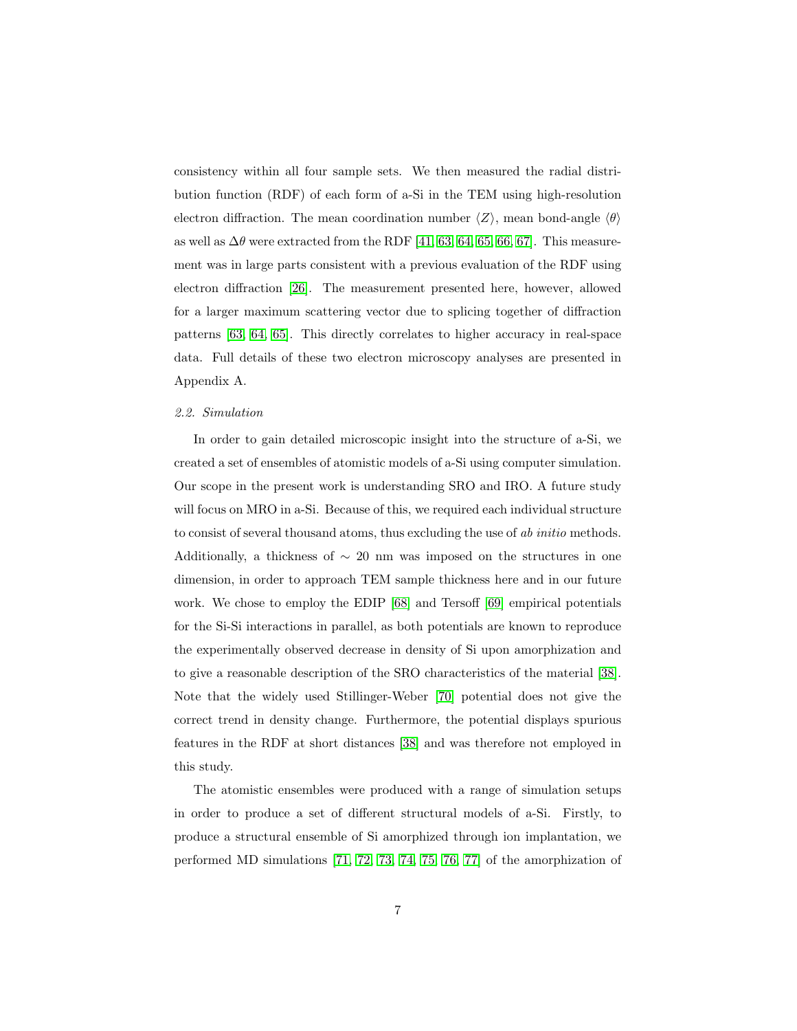consistency within all four sample sets. We then measured the radial distribution function (RDF) of each form of a-Si in the TEM using high-resolution electron diffraction. The mean coordination number $\langle Z \rangle$, mean bond-angle $\langle \theta \rangle$ as well as $\Delta\theta$ were extracted from the RDF [41, 63, 64, 65, 66, 67]. This measurement was in large parts consistent with a previous evaluation of the RDF using electron diffraction [26]. The measurement presented here, however, allowed for a larger maximum scattering vector due to splicing together of diffraction patterns [63, 64, 65]. This directly correlates to higher accuracy in real-space data. Full details of these two electron microscopy analyses are presented in Appendix A.

### *2.2. Simulation*

In order to gain detailed microscopic insight into the structure of a-Si, we created a set of ensembles of atomistic models of a-Si using computer simulation. Our scope in the present work is understanding SRO and IRO. A future study will focus on MRO in a-Si. Because of this, we required each individual structure to consist of several thousand atoms, thus excluding the use of *ab initio* methods. Additionally, a thickness of $\sim$ 20 nm was imposed on the structures in one dimension, in order to approach TEM sample thickness here and in our future work. We chose to employ the EDIP [68] and Tersoff [69] empirical potentials for the Si-Si interactions in parallel, as both potentials are known to reproduce the experimentally observed decrease in density of Si upon amorphization and to give a reasonable description of the SRO characteristics of the material [38]. Note that the widely used Stillinger-Weber [70] potential does not give the correct trend in density change. Furthermore, the potential displays spurious features in the RDF at short distances [38] and was therefore not employed in this study.

The atomistic ensembles were produced with a range of simulation setups in order to produce a set of different structural models of a-Si. Firstly, to produce a structural ensemble of Si amorphized through ion implantation, we performed MD simulations [71, 72, 73, 74, 75, 76, 77] of the amorphization of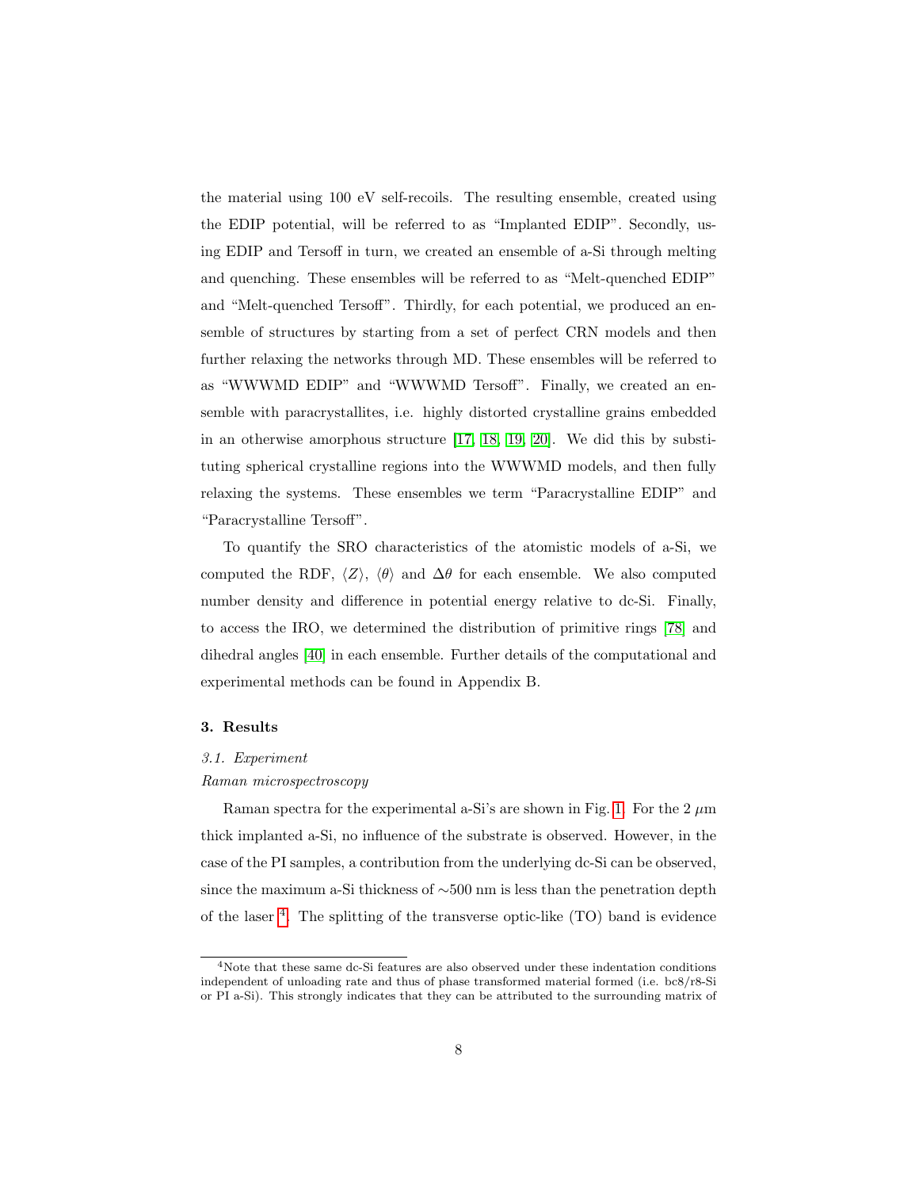the material using 100 eV self-recoils. The resulting ensemble, created using the EDIP potential, will be referred to as "Implanted EDIP". Secondly, using EDIP and Tersoff in turn, we created an ensemble of a-Si through melting and quenching. These ensembles will be referred to as "Melt-quenched EDIP" and "Melt-quenched Tersoff". Thirdly, for each potential, we produced an ensemble of structures by starting from a set of perfect CRN models and then further relaxing the networks through MD. These ensembles will be referred to as "WWWMD EDIP" and "WWWMD Tersoff". Finally, we created an ensemble with paracrystallites, i.e. highly distorted crystalline grains embedded in an otherwise amorphous structure [17, 18, 19, 20]. We did this by substituting spherical crystalline regions into the WWWMD models, and then fully relaxing the systems. These ensembles we term "Paracrystalline EDIP" and "Paracrystalline Tersoff".

To quantify the SRO characteristics of the atomistic models of a-Si, we computed the RDF, $\langle Z \rangle$, $\langle \theta \rangle$ and $\Delta\theta$ for each ensemble. We also computed number density and difference in potential energy relative to dc-Si. Finally, to access the IRO, we determined the distribution of primitive rings [78] and dihedral angles [40] in each ensemble. Further details of the computational and experimental methods can be found in Appendix B.

## 3. Results

### *3.1. Experiment*

*Raman microspectroscopy*

Raman spectra for the experimental a-Si's are shown in Fig. 1. For the 2 $\mu$m thick implanted a-Si, no influence of the substrate is observed. However, in the case of the PI samples, a contribution from the underlying dc-Si can be observed, since the maximum a-Si thickness of $\sim$500 nm is less than the penetration depth of the laser [4]. The splitting of the transverse optic-like (TO) band is evidence

[4] Note that these same dc-Si features are also observed under these indentation conditions independent of unloading rate and thus of phase transformed material formed (i.e. bc8/r8-Si or PI a-Si). This strongly indicates that they can be attributed to the surrounding matrix of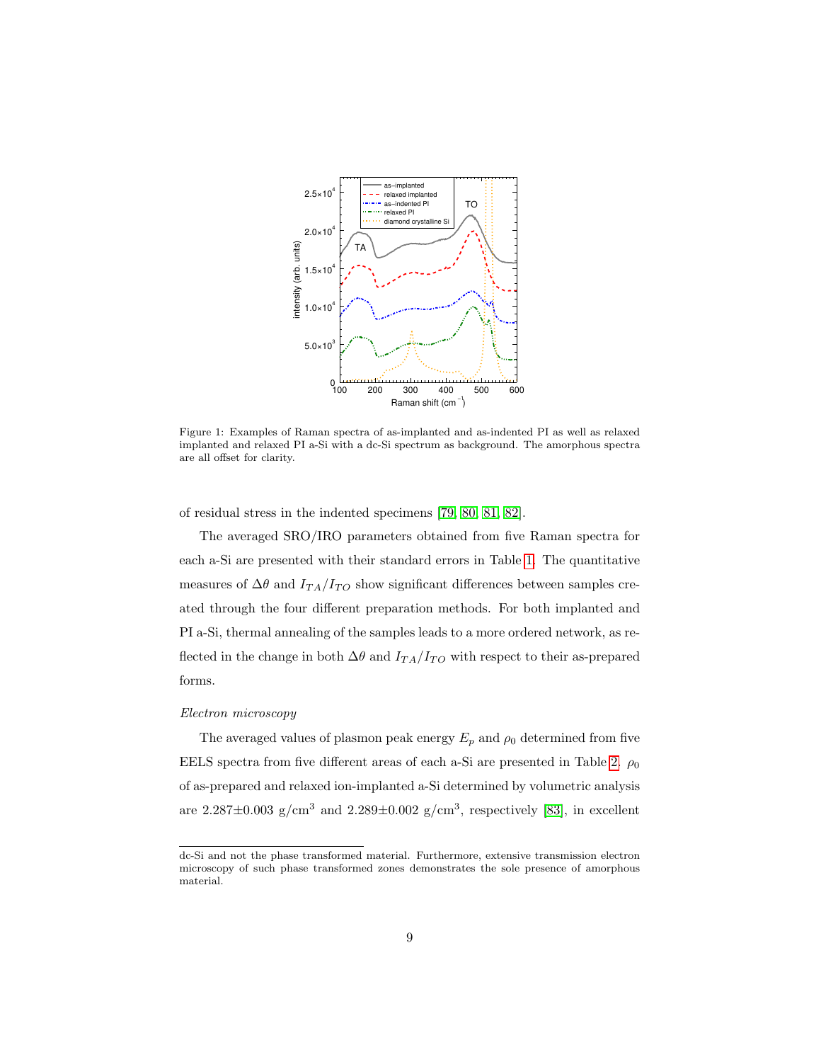Figure 1: Examples of Raman spectra of as-implanted and as-indented PI as well as relaxed implanted and relaxed PI a-Si with a dc-Si spectrum as background. The amorphous spectra are all offset for clarity.

of residual stress in the indented specimens [79, 80, 81, 82].

The averaged SRO/IRO parameters obtained from five Raman spectra for each a-Si are presented with their standard errors in Table 1. The quantitative measures of $\Delta\theta$ and $I_{TA}/I_{TO}$ show significant differences between samples created through the four different preparation methods. For both implanted and PI a-Si, thermal annealing of the samples leads to a more ordered network, as reflected in the change in both $\Delta\theta$ and $I_{TA}/I_{TO}$ with respect to their as-prepared forms.

*Electron microscopy*

The averaged values of plasmon peak energy $E_p$ and $\rho_0$ determined from five EELS spectra from five different areas of each a-Si are presented in Table 2. $\rho_0$ of as-prepared and relaxed ion-implanted a-Si determined by volumetric analysis are 2.287±0.003 g/cm$^3$ and 2.289±0.002 g/cm$^3$, respectively [83], in excellent

dc-Si and not the phase transformed material. Furthermore, extensive transmission electron microscopy of such phase transformed zones demonstrates the sole presence of amorphous material.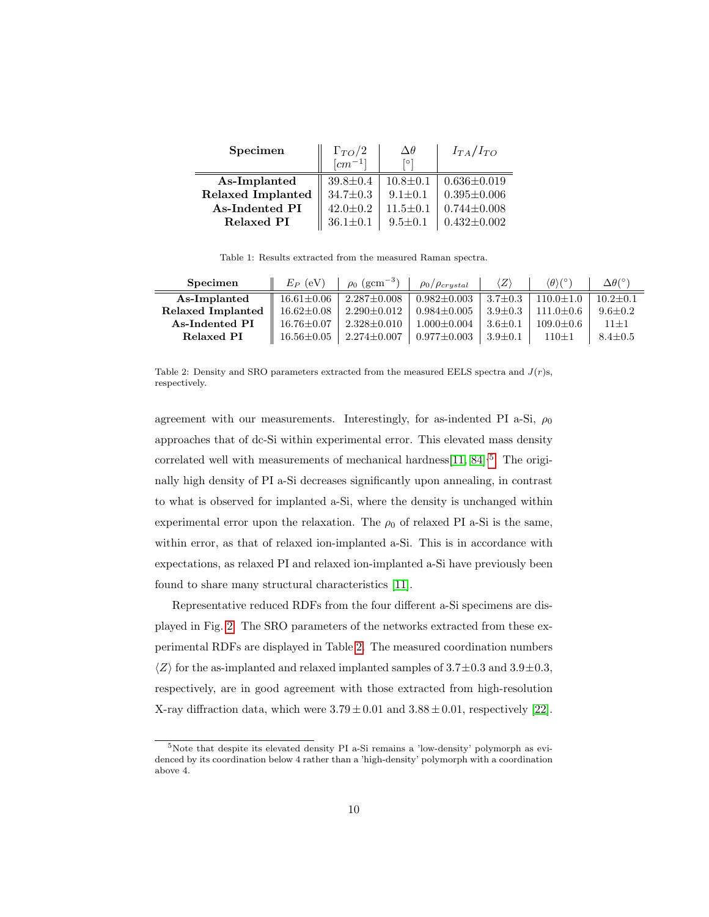| Specimen | $\Gamma_{TO}/2$ $[cm^{-1}]$ | $\Delta\theta$ $[°]$ | $I_{TA}/I_{TO}$ |
|---|---|---|---|
| **As-Implanted** | 39.8±0.4 | 10.8±0.1 | 0.636±0.019 |
| **Relaxed Implanted** | 34.7±0.3 | 9.1±0.1 | 0.395±0.006 |
| **As-Indented PI** | 42.0±0.2 | 11.5±0.1 | 0.744±0.008 |
| **Relaxed PI** | 36.1±0.1 | 9.5±0.1 | 0.432±0.002 |

Table 1: Results extracted from the measured Raman spectra.

| Specimen | $E_P$ (eV) | $\rho_0$ (gcm$^{-3}$) | $\rho_0/\rho_{crystal}$ | $\langle Z\rangle$ | $\langle\theta\rangle(°)$ | $\Delta\theta(°)$ |
|---|---|---|---|---|---|---|
| **As-Implanted** | 16.61±0.06 | 2.287±0.008 | 0.982±0.003 | 3.7±0.3 | 110.0±1.0 | 10.2±0.1 |
| **Relaxed Implanted** | 16.62±0.08 | 2.290±0.012 | 0.984±0.005 | 3.9±0.3 | 111.0±0.6 | 9.6±0.2 |
| **As-Indented PI** | 16.76±0.07 | 2.328±0.010 | 1.000±0.004 | 3.6±0.1 | 109.0±0.6 | 11±1 |
| **Relaxed PI** | 16.56±0.05 | 2.274±0.007 | 0.977±0.003 | 3.9±0.1 | 110±1 | 8.4±0.5 |

Table 2: Density and SRO parameters extracted from the measured EELS spectra and $J(r)$s, respectively.

agreement with our measurements. Interestingly, for as-indented PI a-Si, $\rho_0$ approaches that of dc-Si within experimental error. This elevated mass density correlated well with measurements of mechanical hardness[11, 84].[5] The originally high density of PI a-Si decreases significantly upon annealing, in contrast to what is observed for implanted a-Si, where the density is unchanged within experimental error upon the relaxation. The $\rho_0$ of relaxed PI a-Si is the same, within error, as that of relaxed ion-implanted a-Si. This is in accordance with expectations, as relaxed PI and relaxed ion-implanted a-Si have previously been found to share many structural characteristics [11].

Representative reduced RDFs from the four different a-Si specimens are displayed in Fig. 2. The SRO parameters of the networks extracted from these experimental RDFs are displayed in Table 2. The measured coordination numbers $\langle Z\rangle$ for the as-implanted and relaxed implanted samples of 3.7±0.3 and 3.9±0.3, respectively, are in good agreement with those extracted from high-resolution X-ray diffraction data, which were $3.79 \pm 0.01$ and $3.88 \pm 0.01$, respectively [22].

[5] Note that despite its elevated density PI a-Si remains a 'low-density' polymorph as evidenced by its coordination below 4 rather than a 'high-density' polymorph with a coordination above 4.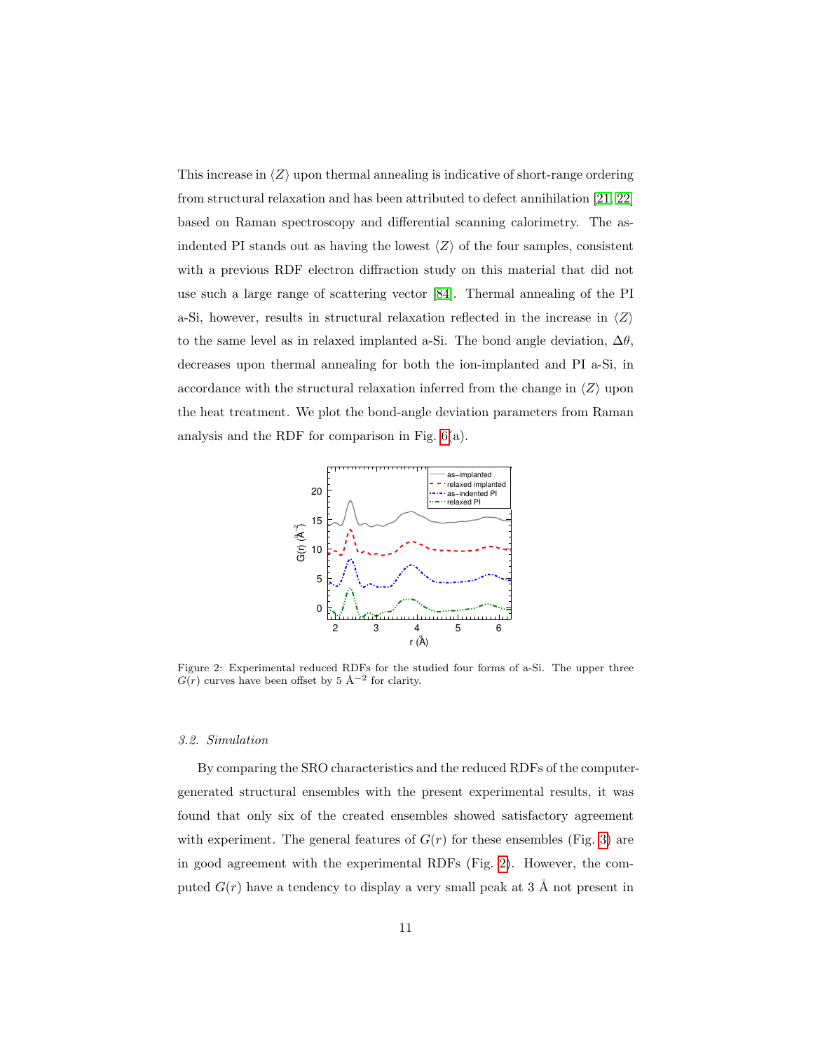This increase in $\langle Z \rangle$ upon thermal annealing is indicative of short-range ordering from structural relaxation and has been attributed to defect annihilation [21, 22] based on Raman spectroscopy and differential scanning calorimetry. The as-indented PI stands out as having the lowest $\langle Z \rangle$ of the four samples, consistent with a previous RDF electron diffraction study on this material that did not use such a large range of scattering vector [84]. Thermal annealing of the PI a-Si, however, results in structural relaxation reflected in the increase in $\langle Z \rangle$ to the same level as in relaxed implanted a-Si. The bond angle deviation, $\Delta\theta$, decreases upon thermal annealing for both the ion-implanted and PI a-Si, in accordance with the structural relaxation inferred from the change in $\langle Z \rangle$ upon the heat treatment. We plot the bond-angle deviation parameters from Raman analysis and the RDF for comparison in Fig. 6(a).

Figure 2: Experimental reduced RDFs for the studied four forms of a-Si. The upper three $G(r)$ curves have been offset by 5 Å$^{-2}$ for clarity.

### 3.2. Simulation

By comparing the SRO characteristics and the reduced RDFs of the computer-generated structural ensembles with the present experimental results, it was found that only six of the created ensembles showed satisfactory agreement with experiment. The general features of $G(r)$ for these ensembles (Fig. 3) are in good agreement with the experimental RDFs (Fig. 2). However, the computed $G(r)$ have a tendency to display a very small peak at 3 Å not present in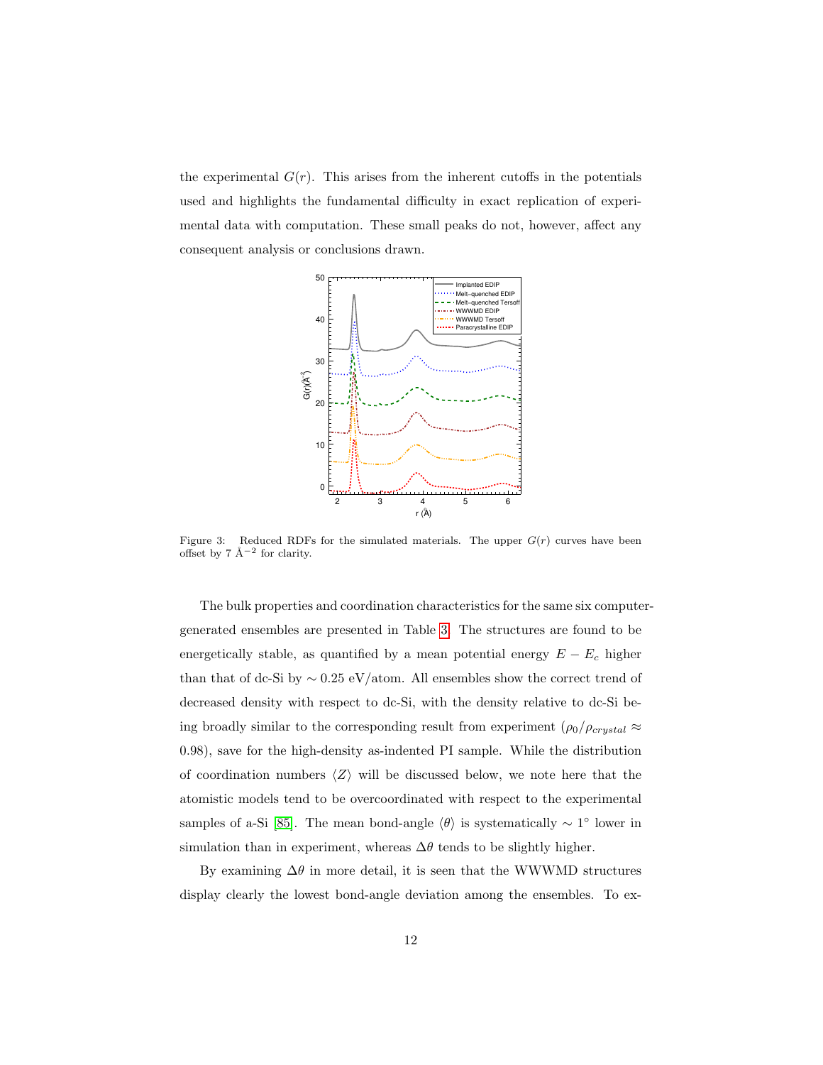the experimental $G(r)$. This arises from the inherent cutoffs in the potentials used and highlights the fundamental difficulty in exact replication of experimental data with computation. These small peaks do not, however, affect any consequent analysis or conclusions drawn.

Figure 3: Reduced RDFs for the simulated materials. The upper $G(r)$ curves have been offset by 7 Å$^{-2}$ for clarity.

The bulk properties and coordination characteristics for the same six computer-generated ensembles are presented in Table 3. The structures are found to be energetically stable, as quantified by a mean potential energy $E - E_c$ higher than that of dc-Si by $\sim 0.25$ eV/atom. All ensembles show the correct trend of decreased density with respect to dc-Si, with the density relative to dc-Si being broadly similar to the corresponding result from experiment ($\rho_0/\rho_{crystal} \approx 0.98$), save for the high-density as-indented PI sample. While the distribution of coordination numbers $\langle Z \rangle$ will be discussed below, we note here that the atomistic models tend to be overcoordinated with respect to the experimental samples of a-Si [85]. The mean bond-angle $\langle \theta \rangle$ is systematically $\sim 1^\circ$ lower in simulation than in experiment, whereas $\Delta\theta$ tends to be slightly higher.

By examining $\Delta\theta$ in more detail, it is seen that the WWWMD structures display clearly the lowest bond-angle deviation among the ensembles. To ex-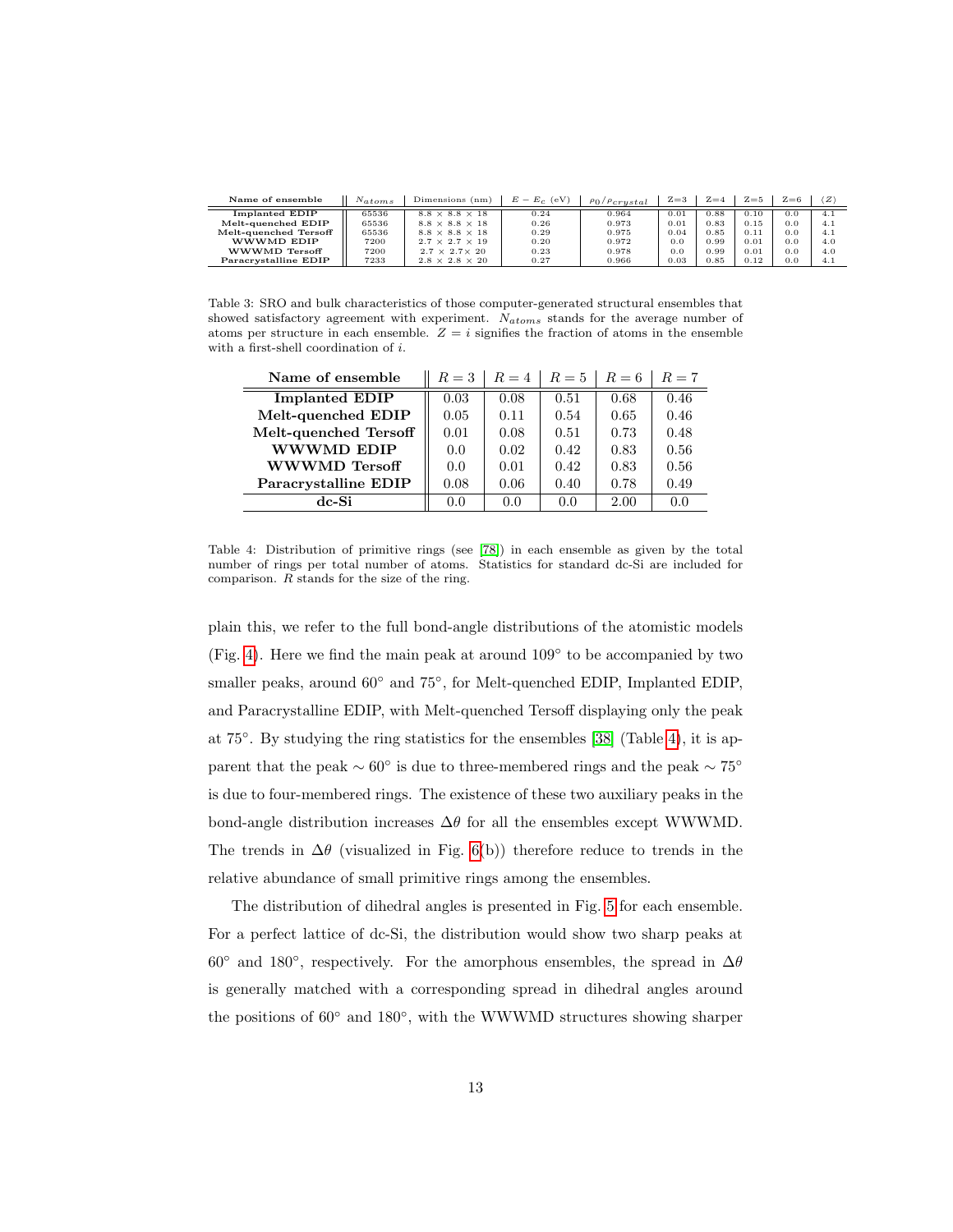| Name of ensemble | $N_{atoms}$ | Dimensions (nm) | $E - E_c$ (eV) | $\rho_0/\rho_{crystal}$ | Z=3 | Z=4 | Z=5 | Z=6 | $\langle Z \rangle$ |
|---|---|---|---|---|---|---|---|---|---|
| **Implanted EDIP** | 65536 | $8.8 \times 8.8 \times 18$ | 0.24 | 0.964 | 0.01 | 0.88 | 0.10 | 0.0 | 4.1 |
| **Melt-quenched EDIP** | 65536 | $8.8 \times 8.8 \times 18$ | 0.26 | 0.973 | 0.01 | 0.83 | 0.15 | 0.0 | 4.1 |
| **Melt-quenched Tersoff** | 65536 | $8.8 \times 8.8 \times 18$ | 0.29 | 0.975 | 0.04 | 0.85 | 0.11 | 0.0 | 4.1 |
| **WWWMD EDIP** | 7200 | $2.7 \times 2.7 \times 19$ | 0.20 | 0.972 | 0.0 | 0.99 | 0.01 | 0.0 | 4.0 |
| **WWWMD Tersoff** | 7200 | $2.7 \times 2.7 \times 20$ | 0.23 | 0.978 | 0.0 | 0.99 | 0.01 | 0.0 | 4.0 |
| **Paracrystalline EDIP** | 7233 | $2.8 \times 2.8 \times 20$ | 0.27 | 0.966 | 0.03 | 0.85 | 0.12 | 0.0 | 4.1 |

Table 3: SRO and bulk characteristics of those computer-generated structural ensembles that showed satisfactory agreement with experiment. $N_{atoms}$ stands for the average number of atoms per structure in each ensemble. $Z = i$ signifies the fraction of atoms in the ensemble with a first-shell coordination of $i$.

| Name of ensemble | $R = 3$ | $R = 4$ | $R = 5$ | $R = 6$ | $R = 7$ |
|---|---|---|---|---|---|
| **Implanted EDIP** | 0.03 | 0.08 | 0.51 | 0.68 | 0.46 |
| **Melt-quenched EDIP** | 0.05 | 0.11 | 0.54 | 0.65 | 0.46 |
| **Melt-quenched Tersoff** | 0.01 | 0.08 | 0.51 | 0.73 | 0.48 |
| **WWWMD EDIP** | 0.0 | 0.02 | 0.42 | 0.83 | 0.56 |
| **WWWMD Tersoff** | 0.0 | 0.01 | 0.42 | 0.83 | 0.56 |
| **Paracrystalline EDIP** | 0.08 | 0.06 | 0.40 | 0.78 | 0.49 |
| **dc-Si** | 0.0 | 0.0 | 0.0 | 2.00 | 0.0 |

Table 4: Distribution of primitive rings (see [78]) in each ensemble as given by the total number of rings per total number of atoms. Statistics for standard dc-Si are included for comparison. $R$ stands for the size of the ring.

plain this, we refer to the full bond-angle distributions of the atomistic models (Fig. 4). Here we find the main peak at around 109° to be accompanied by two smaller peaks, around 60° and 75°, for Melt-quenched EDIP, Implanted EDIP, and Paracrystalline EDIP, with Melt-quenched Tersoff displaying only the peak at 75°. By studying the ring statistics for the ensembles [38] (Table 4), it is apparent that the peak $\sim 60°$ is due to three-membered rings and the peak $\sim 75°$ is due to four-membered rings. The existence of these two auxiliary peaks in the bond-angle distribution increases $\Delta\theta$ for all the ensembles except WWWMD. The trends in $\Delta\theta$ (visualized in Fig. 6(b)) therefore reduce to trends in the relative abundance of small primitive rings among the ensembles.

The distribution of dihedral angles is presented in Fig. 5 for each ensemble. For a perfect lattice of dc-Si, the distribution would show two sharp peaks at 60° and 180°, respectively. For the amorphous ensembles, the spread in $\Delta\theta$ is generally matched with a corresponding spread in dihedral angles around the positions of 60° and 180°, with the WWWMD structures showing sharper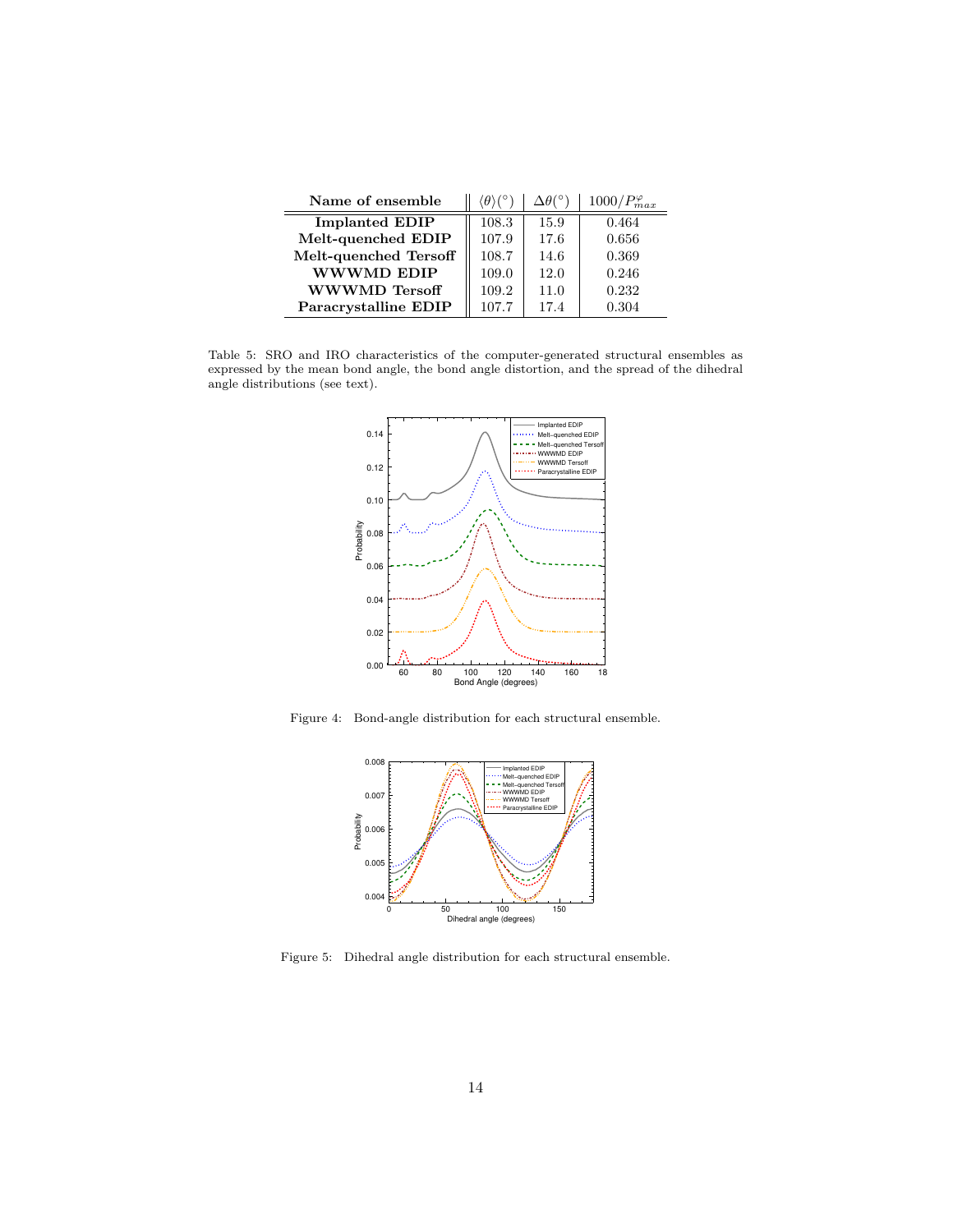| Name of ensemble | $\langle\theta\rangle(^\circ)$ | $\Delta\theta(^\circ)$ | $1000/P^{\varphi}_{max}$ |
|---|---|---|---|
| **Implanted EDIP** | 108.3 | 15.9 | 0.464 |
| **Melt-quenched EDIP** | 107.9 | 17.6 | 0.656 |
| **Melt-quenched Tersoff** | 108.7 | 14.6 | 0.369 |
| **WWWMD EDIP** | 109.0 | 12.0 | 0.246 |
| **WWWMD Tersoff** | 109.2 | 11.0 | 0.232 |
| **Paracrystalline EDIP** | 107.7 | 17.4 | 0.304 |

Table 5: SRO and IRO characteristics of the computer-generated structural ensembles as expressed by the mean bond angle, the bond angle distortion, and the spread of the dihedral angle distributions (see text).

Figure 4: Bond-angle distribution for each structural ensemble.

Figure 5: Dihedral angle distribution for each structural ensemble.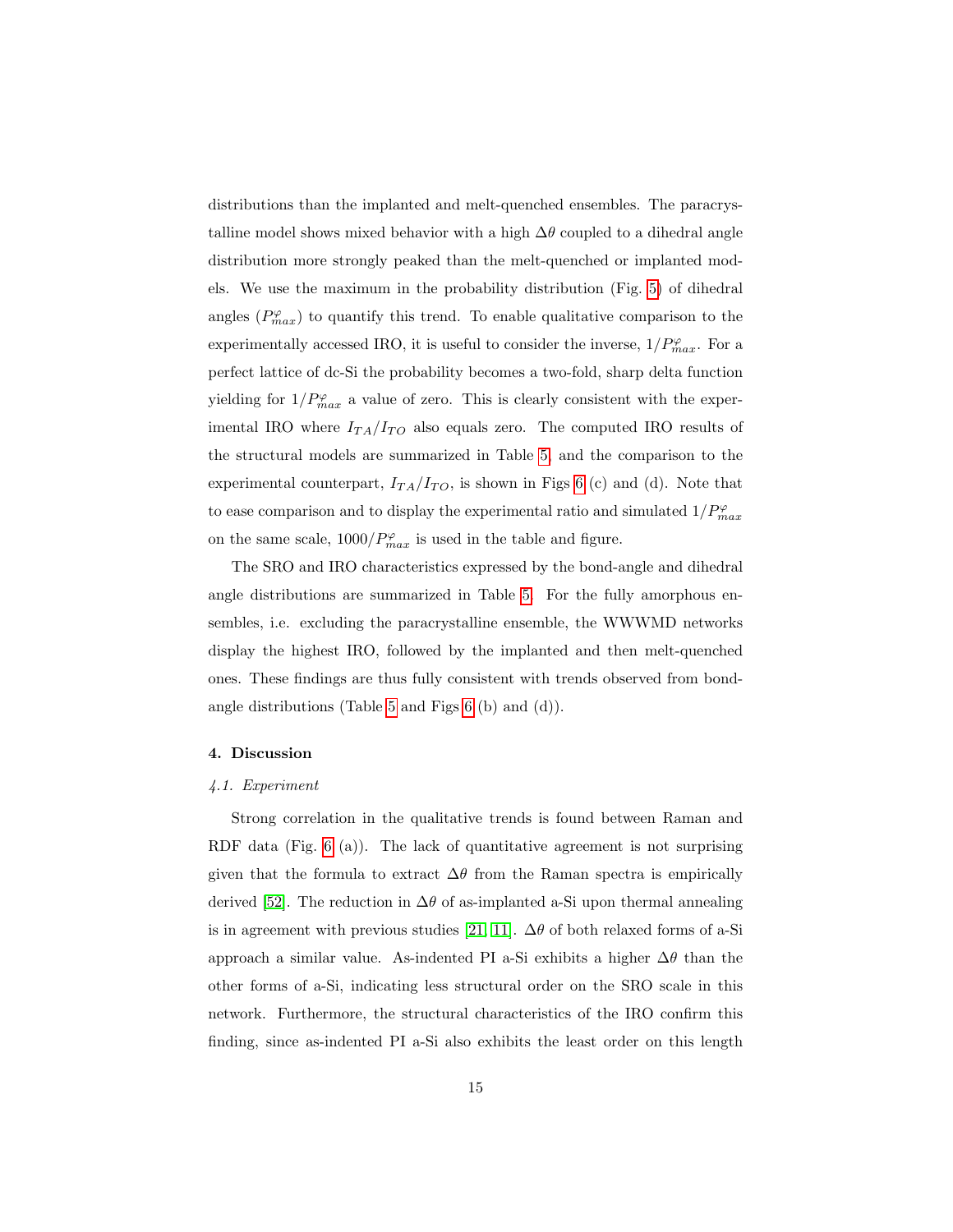distributions than the implanted and melt-quenched ensembles. The paracrystalline model shows mixed behavior with a high $\Delta\theta$ coupled to a dihedral angle distribution more strongly peaked than the melt-quenched or implanted models. We use the maximum in the probability distribution (Fig. 5) of dihedral angles ($P^{\varphi}_{max}$) to quantify this trend. To enable qualitative comparison to the experimentally accessed IRO, it is useful to consider the inverse, $1/P^{\varphi}_{max}$. For a perfect lattice of dc-Si the probability becomes a two-fold, sharp delta function yielding for $1/P^{\varphi}_{max}$ a value of zero. This is clearly consistent with the experimental IRO where $I_{TA}/I_{TO}$ also equals zero. The computed IRO results of the structural models are summarized in Table 5, and the comparison to the experimental counterpart, $I_{TA}/I_{TO}$, is shown in Figs 6 (c) and (d). Note that to ease comparison and to display the experimental ratio and simulated $1/P^{\varphi}_{max}$ on the same scale, $1000/P^{\varphi}_{max}$ is used in the table and figure.

The SRO and IRO characteristics expressed by the bond-angle and dihedral angle distributions are summarized in Table 5. For the fully amorphous ensembles, i.e. excluding the paracrystalline ensemble, the WWWMD networks display the highest IRO, followed by the implanted and then melt-quenched ones. These findings are thus fully consistent with trends observed from bond-angle distributions (Table 5 and Figs 6 (b) and (d)).

## 4. Discussion

### *4.1. Experiment*

Strong correlation in the qualitative trends is found between Raman and RDF data (Fig. 6 (a)). The lack of quantitative agreement is not surprising given that the formula to extract $\Delta\theta$ from the Raman spectra is empirically derived [52]. The reduction in $\Delta\theta$ of as-implanted a-Si upon thermal annealing is in agreement with previous studies [21, 11]. $\Delta\theta$ of both relaxed forms of a-Si approach a similar value. As-indented PI a-Si exhibits a higher $\Delta\theta$ than the other forms of a-Si, indicating less structural order on the SRO scale in this network. Furthermore, the structural characteristics of the IRO confirm this finding, since as-indented PI a-Si also exhibits the least order on this length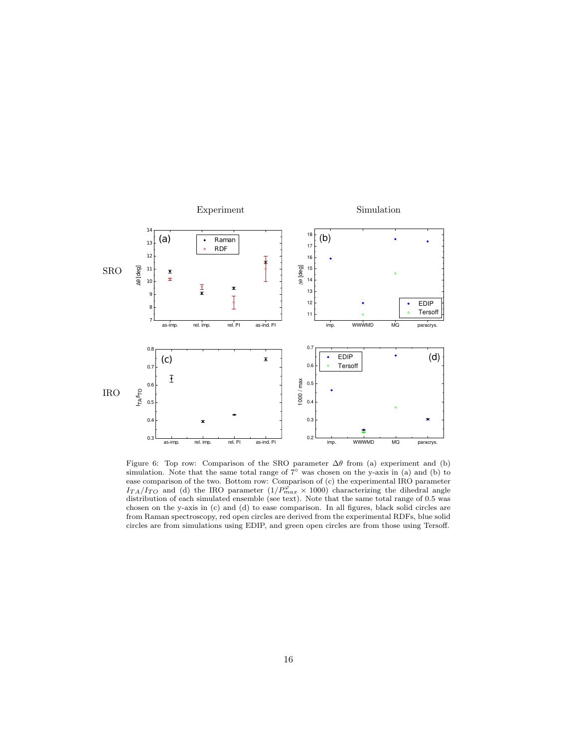Figure 6: Top row: Comparison of the SRO parameter $\Delta\theta$ from (a) experiment and (b) simulation. Note that the same total range of $7^\circ$ was chosen on the y-axis in (a) and (b) to ease comparison of the two. Bottom row: Comparison of (c) the experimental IRO parameter $I_{TA}/I_{TO}$ and (d) the IRO parameter $(1/P^{\varphi}_{max} \times 1000)$ characterizing the dihedral angle distribution of each simulated ensemble (see text). Note that the same total range of 0.5 was chosen on the y-axis in (c) and (d) to ease comparison. In all figures, black solid circles are from Raman spectroscopy, red open circles are derived from the experimental RDFs, blue solid circles are from simulations using EDIP, and green open circles are from those using Tersoff.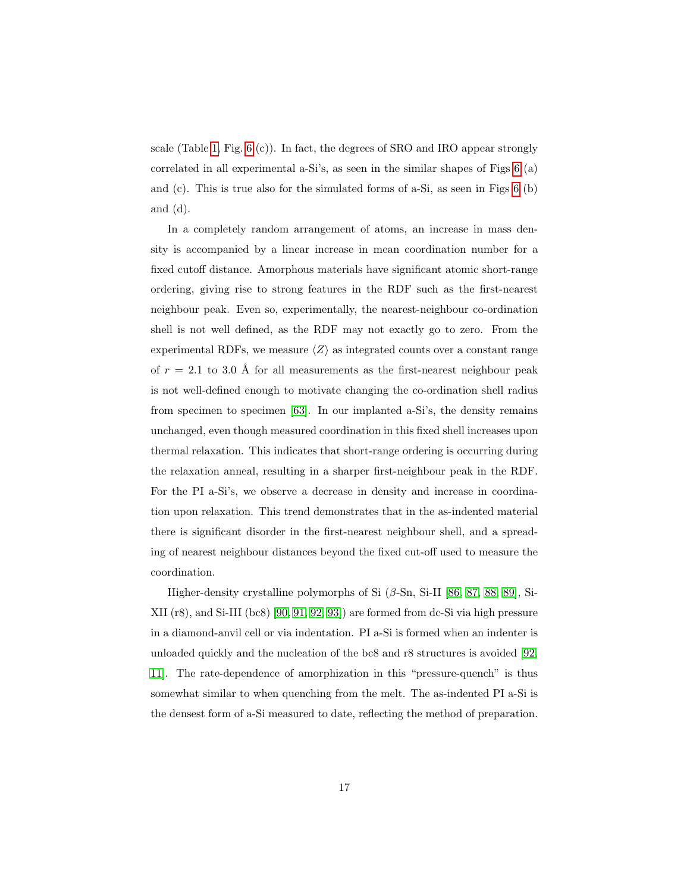scale (Table 1, Fig. 6 (c)). In fact, the degrees of SRO and IRO appear strongly correlated in all experimental a-Si's, as seen in the similar shapes of Figs 6 (a) and (c). This is true also for the simulated forms of a-Si, as seen in Figs 6 (b) and (d).

In a completely random arrangement of atoms, an increase in mass density is accompanied by a linear increase in mean coordination number for a fixed cutoff distance. Amorphous materials have significant atomic short-range ordering, giving rise to strong features in the RDF such as the first-nearest neighbour peak. Even so, experimentally, the nearest-neighbour co-ordination shell is not well defined, as the RDF may not exactly go to zero. From the experimental RDFs, we measure $\langle Z \rangle$ as integrated counts over a constant range of $r = 2.1$ to $3.0$ Å for all measurements as the first-nearest neighbour peak is not well-defined enough to motivate changing the co-ordination shell radius from specimen to specimen [63]. In our implanted a-Si's, the density remains unchanged, even though measured coordination in this fixed shell increases upon thermal relaxation. This indicates that short-range ordering is occurring during the relaxation anneal, resulting in a sharper first-neighbour peak in the RDF. For the PI a-Si's, we observe a decrease in density and increase in coordination upon relaxation. This trend demonstrates that in the as-indented material there is significant disorder in the first-nearest neighbour shell, and a spreading of nearest neighbour distances beyond the fixed cut-off used to measure the coordination.

Higher-density crystalline polymorphs of Si ($\beta$-Sn, Si-II [86, 87, 88, 89], Si-XII (r8), and Si-III (bc8) [90, 91, 92, 93]) are formed from dc-Si via high pressure in a diamond-anvil cell or via indentation. PI a-Si is formed when an indenter is unloaded quickly and the nucleation of the bc8 and r8 structures is avoided [92, 11]. The rate-dependence of amorphization in this "pressure-quench" is thus somewhat similar to when quenching from the melt. The as-indented PI a-Si is the densest form of a-Si measured to date, reflecting the method of preparation.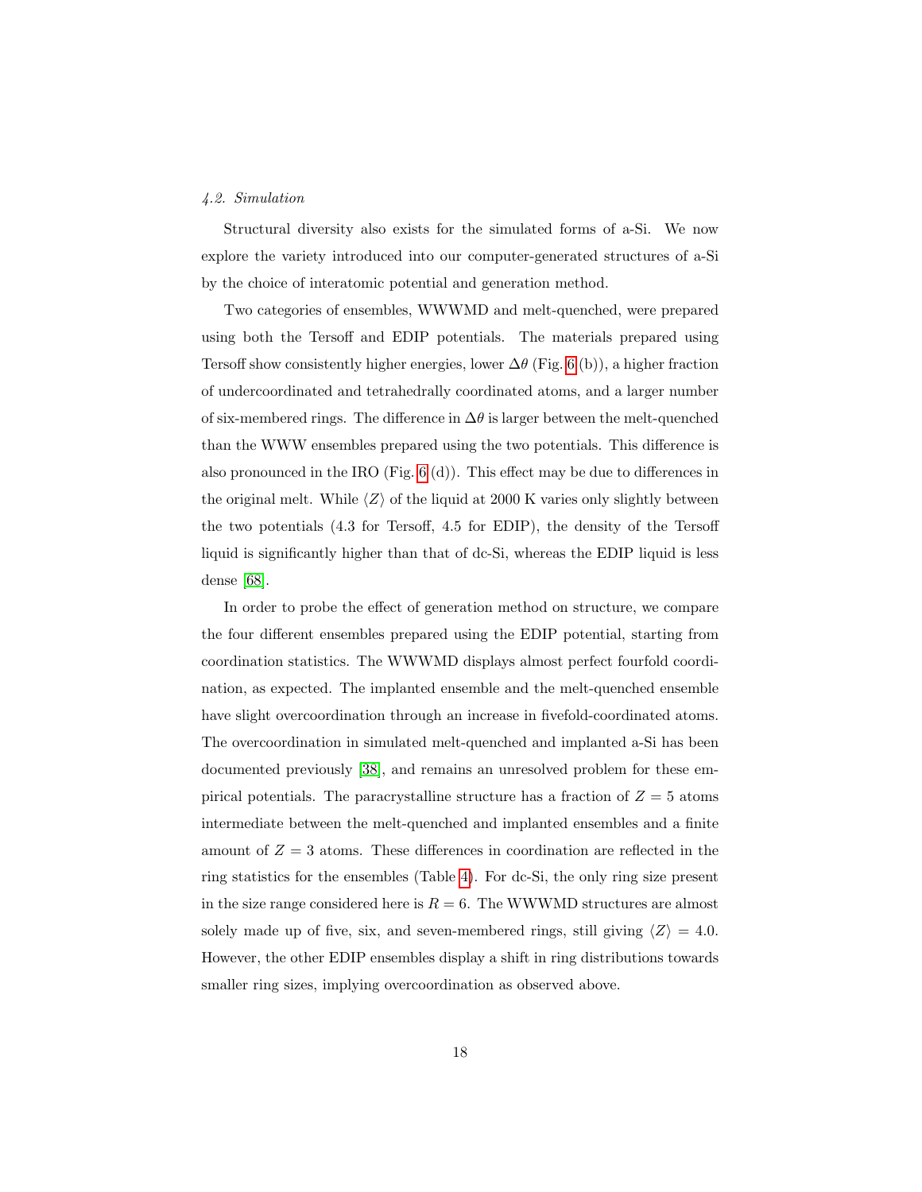### *4.2. Simulation*

Structural diversity also exists for the simulated forms of a-Si. We now explore the variety introduced into our computer-generated structures of a-Si by the choice of interatomic potential and generation method.

Two categories of ensembles, WWWMD and melt-quenched, were prepared using both the Tersoff and EDIP potentials. The materials prepared using Tersoff show consistently higher energies, lower $\Delta\theta$ (Fig. 6 (b)), a higher fraction of undercoordinated and tetrahedrally coordinated atoms, and a larger number of six-membered rings. The difference in $\Delta\theta$ is larger between the melt-quenched than the WWW ensembles prepared using the two potentials. This difference is also pronounced in the IRO (Fig. 6 (d)). This effect may be due to differences in the original melt. While $\langle Z \rangle$ of the liquid at 2000 K varies only slightly between the two potentials (4.3 for Tersoff, 4.5 for EDIP), the density of the Tersoff liquid is significantly higher than that of dc-Si, whereas the EDIP liquid is less dense [68].

In order to probe the effect of generation method on structure, we compare the four different ensembles prepared using the EDIP potential, starting from coordination statistics. The WWWMD displays almost perfect fourfold coordination, as expected. The implanted ensemble and the melt-quenched ensemble have slight overcoordination through an increase in fivefold-coordinated atoms. The overcoordination in simulated melt-quenched and implanted a-Si has been documented previously [38], and remains an unresolved problem for these empirical potentials. The paracrystalline structure has a fraction of $Z = 5$ atoms intermediate between the melt-quenched and implanted ensembles and a finite amount of $Z = 3$ atoms. These differences in coordination are reflected in the ring statistics for the ensembles (Table 4). For dc-Si, the only ring size present in the size range considered here is $R = 6$. The WWWMD structures are almost solely made up of five, six, and seven-membered rings, still giving $\langle Z \rangle = 4.0$. However, the other EDIP ensembles display a shift in ring distributions towards smaller ring sizes, implying overcoordination as observed above.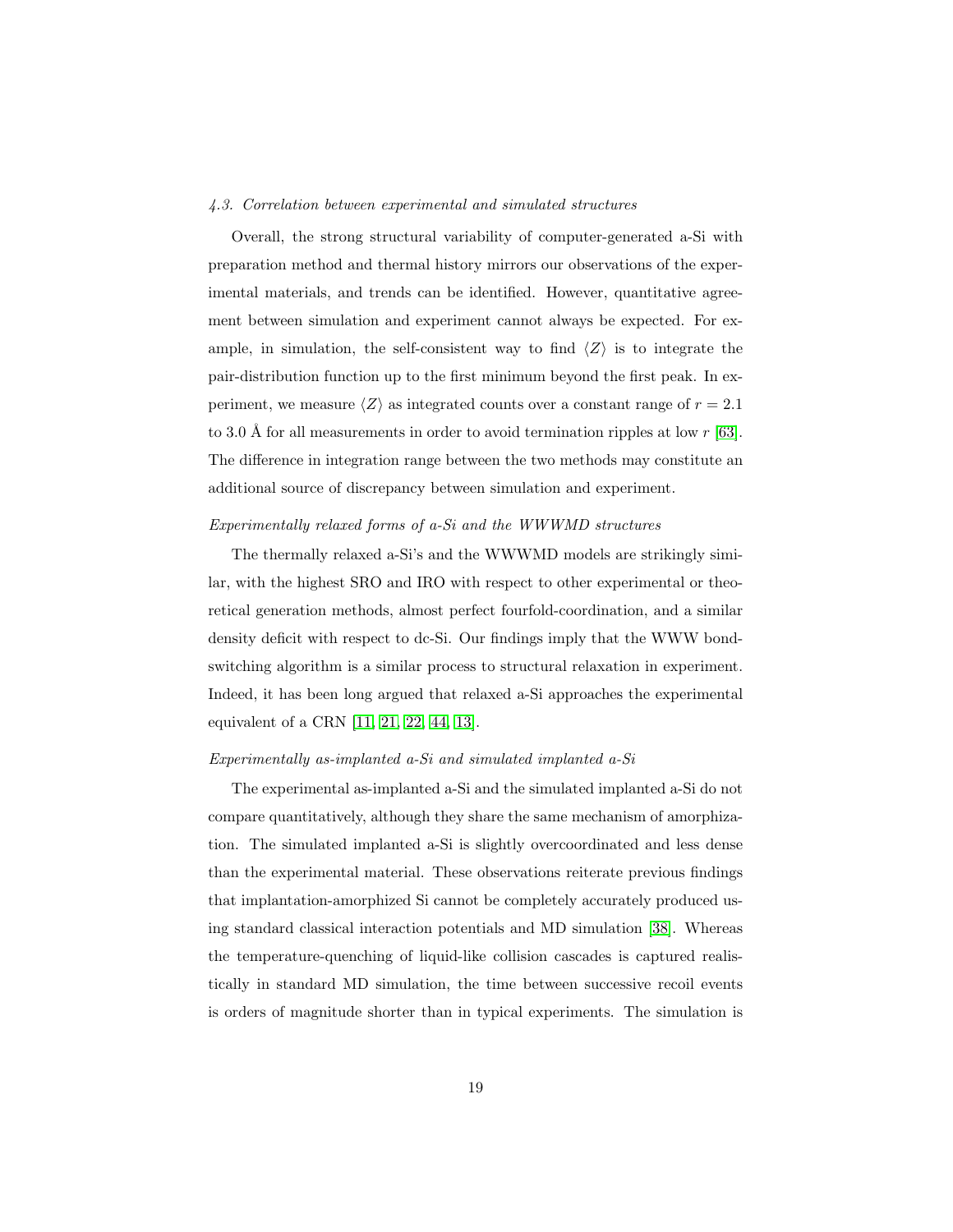### 4.3. Correlation between experimental and simulated structures

Overall, the strong structural variability of computer-generated a-Si with preparation method and thermal history mirrors our observations of the experimental materials, and trends can be identified. However, quantitative agreement between simulation and experiment cannot always be expected. For example, in simulation, the self-consistent way to find $\langle Z \rangle$ is to integrate the pair-distribution function up to the first minimum beyond the first peak. In experiment, we measure $\langle Z \rangle$ as integrated counts over a constant range of $r = 2.1$ to 3.0 Å for all measurements in order to avoid termination ripples at low $r$ [63]. The difference in integration range between the two methods may constitute an additional source of discrepancy between simulation and experiment.

*Experimentally relaxed forms of a-Si and the WWWMD structures*

The thermally relaxed a-Si's and the WWWMD models are strikingly similar, with the highest SRO and IRO with respect to other experimental or theoretical generation methods, almost perfect fourfold-coordination, and a similar density deficit with respect to dc-Si. Our findings imply that the WWW bond-switching algorithm is a similar process to structural relaxation in experiment. Indeed, it has been long argued that relaxed a-Si approaches the experimental equivalent of a CRN [11, 21, 22, 44, 13].

*Experimentally as-implanted a-Si and simulated implanted a-Si*

The experimental as-implanted a-Si and the simulated implanted a-Si do not compare quantitatively, although they share the same mechanism of amorphization. The simulated implanted a-Si is slightly overcoordinated and less dense than the experimental material. These observations reiterate previous findings that implantation-amorphized Si cannot be completely accurately produced using standard classical interaction potentials and MD simulation [38]. Whereas the temperature-quenching of liquid-like collision cascades is captured realistically in standard MD simulation, the time between successive recoil events is orders of magnitude shorter than in typical experiments. The simulation is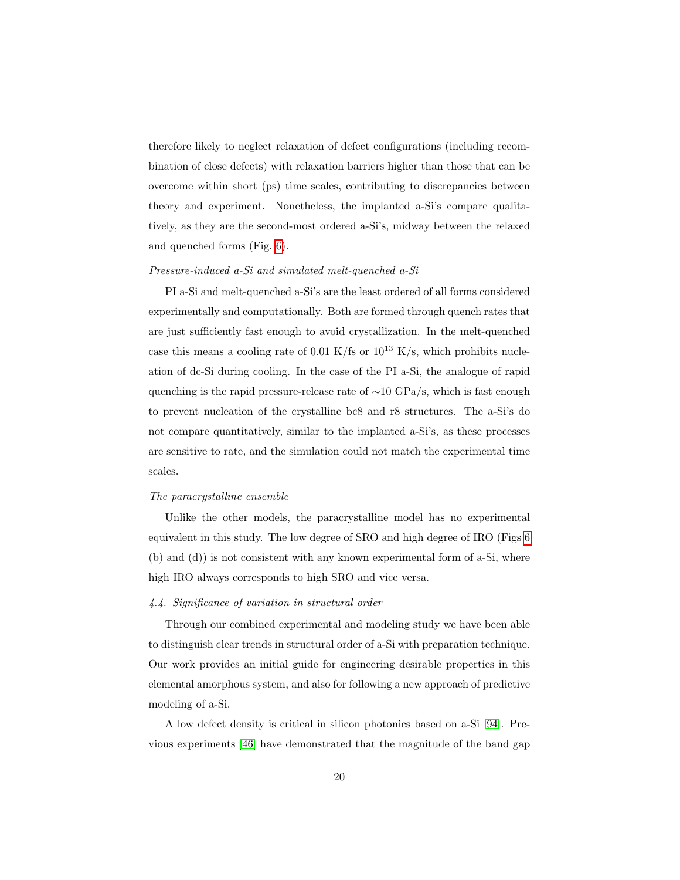therefore likely to neglect relaxation of defect configurations (including recombination of close defects) with relaxation barriers higher than those that can be overcome within short (ps) time scales, contributing to discrepancies between theory and experiment. Nonetheless, the implanted a-Si's compare qualitatively, as they are the second-most ordered a-Si's, midway between the relaxed and quenched forms (Fig. 6).

*Pressure-induced a-Si and simulated melt-quenched a-Si*

PI a-Si and melt-quenched a-Si's are the least ordered of all forms considered experimentally and computationally. Both are formed through quench rates that are just sufficiently fast enough to avoid crystallization. In the melt-quenched case this means a cooling rate of 0.01 K/fs or $10^{13}$ K/s, which prohibits nucleation of dc-Si during cooling. In the case of the PI a-Si, the analogue of rapid quenching is the rapid pressure-release rate of $\sim$10 GPa/s, which is fast enough to prevent nucleation of the crystalline bc8 and r8 structures. The a-Si's do not compare quantitatively, similar to the implanted a-Si's, as these processes are sensitive to rate, and the simulation could not match the experimental time scales.

*The paracrystalline ensemble*

Unlike the other models, the paracrystalline model has no experimental equivalent in this study. The low degree of SRO and high degree of IRO (Figs 6 (b) and (d)) is not consistent with any known experimental form of a-Si, where high IRO always corresponds to high SRO and vice versa.

*4.4. Significance of variation in structural order*

Through our combined experimental and modeling study we have been able to distinguish clear trends in structural order of a-Si with preparation technique. Our work provides an initial guide for engineering desirable properties in this elemental amorphous system, and also for following a new approach of predictive modeling of a-Si.

A low defect density is critical in silicon photonics based on a-Si [94]. Previous experiments [46] have demonstrated that the magnitude of the band gap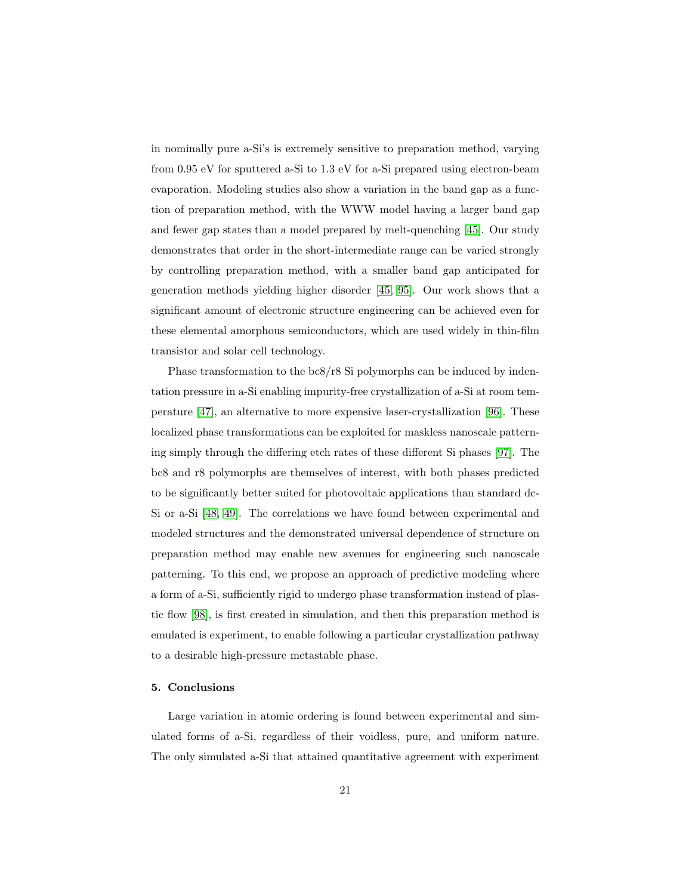in nominally pure a-Si's is extremely sensitive to preparation method, varying from 0.95 eV for sputtered a-Si to 1.3 eV for a-Si prepared using electron-beam evaporation. Modeling studies also show a variation in the band gap as a function of preparation method, with the WWW model having a larger band gap and fewer gap states than a model prepared by melt-quenching [45]. Our study demonstrates that order in the short-intermediate range can be varied strongly by controlling preparation method, with a smaller band gap anticipated for generation methods yielding higher disorder [45, 95]. Our work shows that a significant amount of electronic structure engineering can be achieved even for these elemental amorphous semiconductors, which are used widely in thin-film transistor and solar cell technology.

Phase transformation to the bc8/r8 Si polymorphs can be induced by indentation pressure in a-Si enabling impurity-free crystallization of a-Si at room temperature [47], an alternative to more expensive laser-crystallization [96]. These localized phase transformations can be exploited for maskless nanoscale patterning simply through the differing etch rates of these different Si phases [97]. The bc8 and r8 polymorphs are themselves of interest, with both phases predicted to be significantly better suited for photovoltaic applications than standard dc-Si or a-Si [48, 49]. The correlations we have found between experimental and modeled structures and the demonstrated universal dependence of structure on preparation method may enable new avenues for engineering such nanoscale patterning. To this end, we propose an approach of predictive modeling where a form of a-Si, sufficiently rigid to undergo phase transformation instead of plastic flow [98], is first created in simulation, and then this preparation method is emulated is experiment, to enable following a particular crystallization pathway to a desirable high-pressure metastable phase.

## 5. Conclusions

Large variation in atomic ordering is found between experimental and simulated forms of a-Si, regardless of their voidless, pure, and uniform nature. The only simulated a-Si that attained quantitative agreement with experiment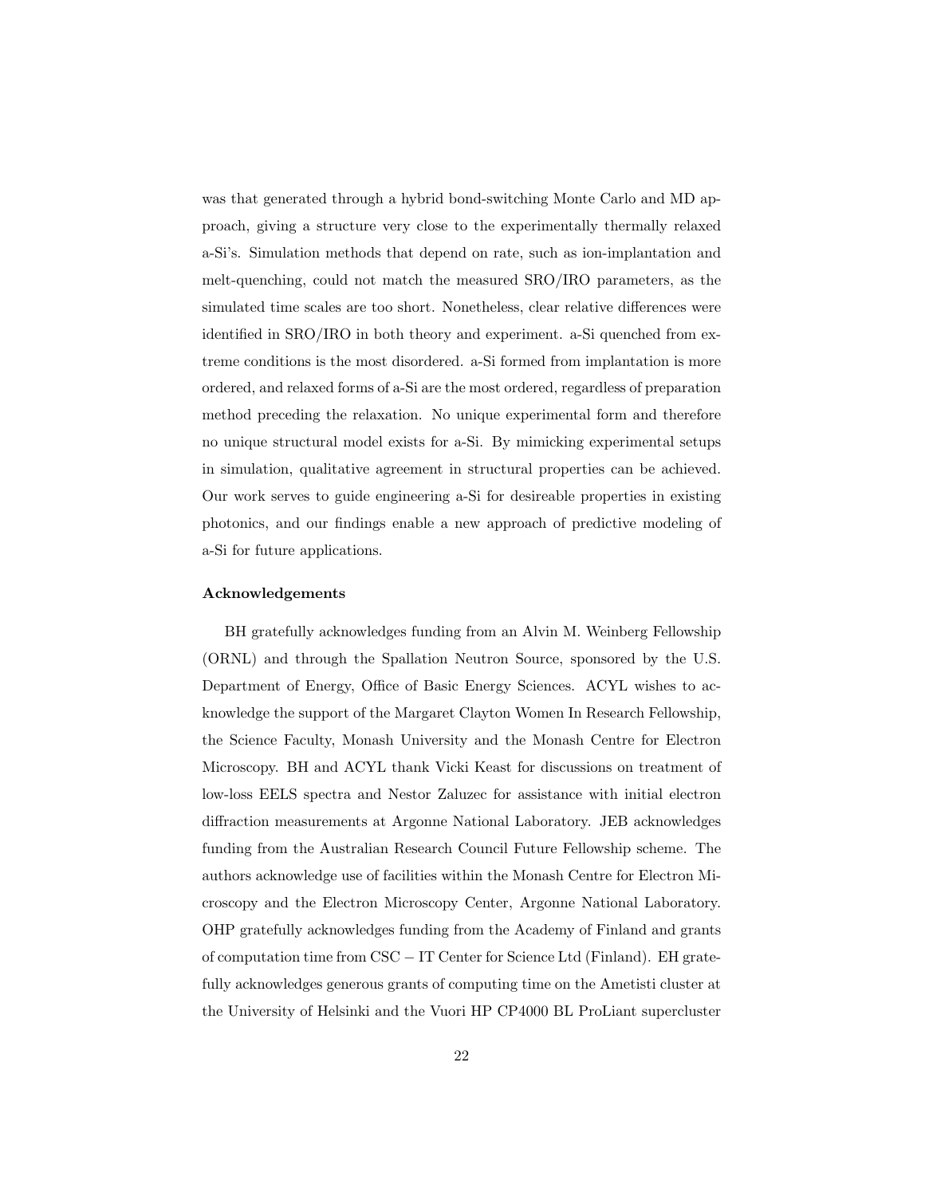was that generated through a hybrid bond-switching Monte Carlo and MD approach, giving a structure very close to the experimentally thermally relaxed a-Si's. Simulation methods that depend on rate, such as ion-implantation and melt-quenching, could not match the measured SRO/IRO parameters, as the simulated time scales are too short. Nonetheless, clear relative differences were identified in SRO/IRO in both theory and experiment. a-Si quenched from extreme conditions is the most disordered. a-Si formed from implantation is more ordered, and relaxed forms of a-Si are the most ordered, regardless of preparation method preceding the relaxation. No unique experimental form and therefore no unique structural model exists for a-Si. By mimicking experimental setups in simulation, qualitative agreement in structural properties can be achieved. Our work serves to guide engineering a-Si for desireable properties in existing photonics, and our findings enable a new approach of predictive modeling of a-Si for future applications.

### Acknowledgements

BH gratefully acknowledges funding from an Alvin M. Weinberg Fellowship (ORNL) and through the Spallation Neutron Source, sponsored by the U.S. Department of Energy, Office of Basic Energy Sciences. ACYL wishes to acknowledge the support of the Margaret Clayton Women In Research Fellowship, the Science Faculty, Monash University and the Monash Centre for Electron Microscopy. BH and ACYL thank Vicki Keast for discussions on treatment of low-loss EELS spectra and Nestor Zaluzec for assistance with initial electron diffraction measurements at Argonne National Laboratory. JEB acknowledges funding from the Australian Research Council Future Fellowship scheme. The authors acknowledge use of facilities within the Monash Centre for Electron Microscopy and the Electron Microscopy Center, Argonne National Laboratory. OHP gratefully acknowledges funding from the Academy of Finland and grants of computation time from CSC – IT Center for Science Ltd (Finland). EH gratefully acknowledges generous grants of computing time on the Ametisti cluster at the University of Helsinki and the Vuori HP CP4000 BL ProLiant supercluster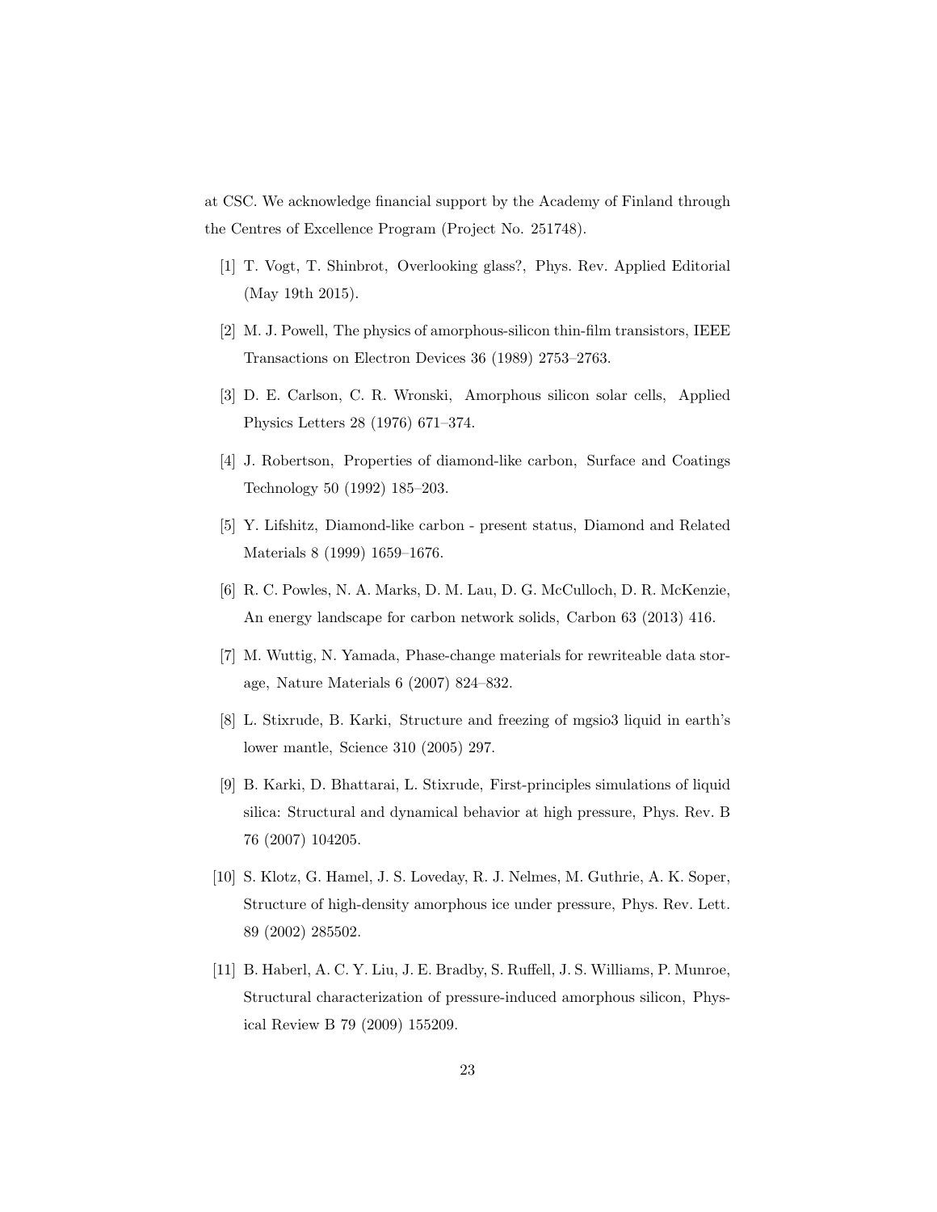at CSC. We acknowledge financial support by the Academy of Finland through the Centres of Excellence Program (Project No. 251748).

[1] T. Vogt, T. Shinbrot, Overlooking glass?, Phys. Rev. Applied Editorial (May 19th 2015).

[2] M. J. Powell, The physics of amorphous-silicon thin-film transistors, IEEE Transactions on Electron Devices 36 (1989) 2753–2763.

[3] D. E. Carlson, C. R. Wronski, Amorphous silicon solar cells, Applied Physics Letters 28 (1976) 671–374.

[4] J. Robertson, Properties of diamond-like carbon, Surface and Coatings Technology 50 (1992) 185–203.

[5] Y. Lifshitz, Diamond-like carbon - present status, Diamond and Related Materials 8 (1999) 1659–1676.

[6] R. C. Powles, N. A. Marks, D. M. Lau, D. G. McCulloch, D. R. McKenzie, An energy landscape for carbon network solids, Carbon 63 (2013) 416.

[7] M. Wuttig, N. Yamada, Phase-change materials for rewriteable data storage, Nature Materials 6 (2007) 824–832.

[8] L. Stixrude, B. Karki, Structure and freezing of mgsio3 liquid in earth's lower mantle, Science 310 (2005) 297.

[9] B. Karki, D. Bhattarai, L. Stixrude, First-principles simulations of liquid silica: Structural and dynamical behavior at high pressure, Phys. Rev. B 76 (2007) 104205.

[10] S. Klotz, G. Hamel, J. S. Loveday, R. J. Nelmes, M. Guthrie, A. K. Soper, Structure of high-density amorphous ice under pressure, Phys. Rev. Lett. 89 (2002) 285502.

[11] B. Haberl, A. C. Y. Liu, J. E. Bradby, S. Ruffell, J. S. Williams, P. Munroe, Structural characterization of pressure-induced amorphous silicon, Physical Review B 79 (2009) 155209.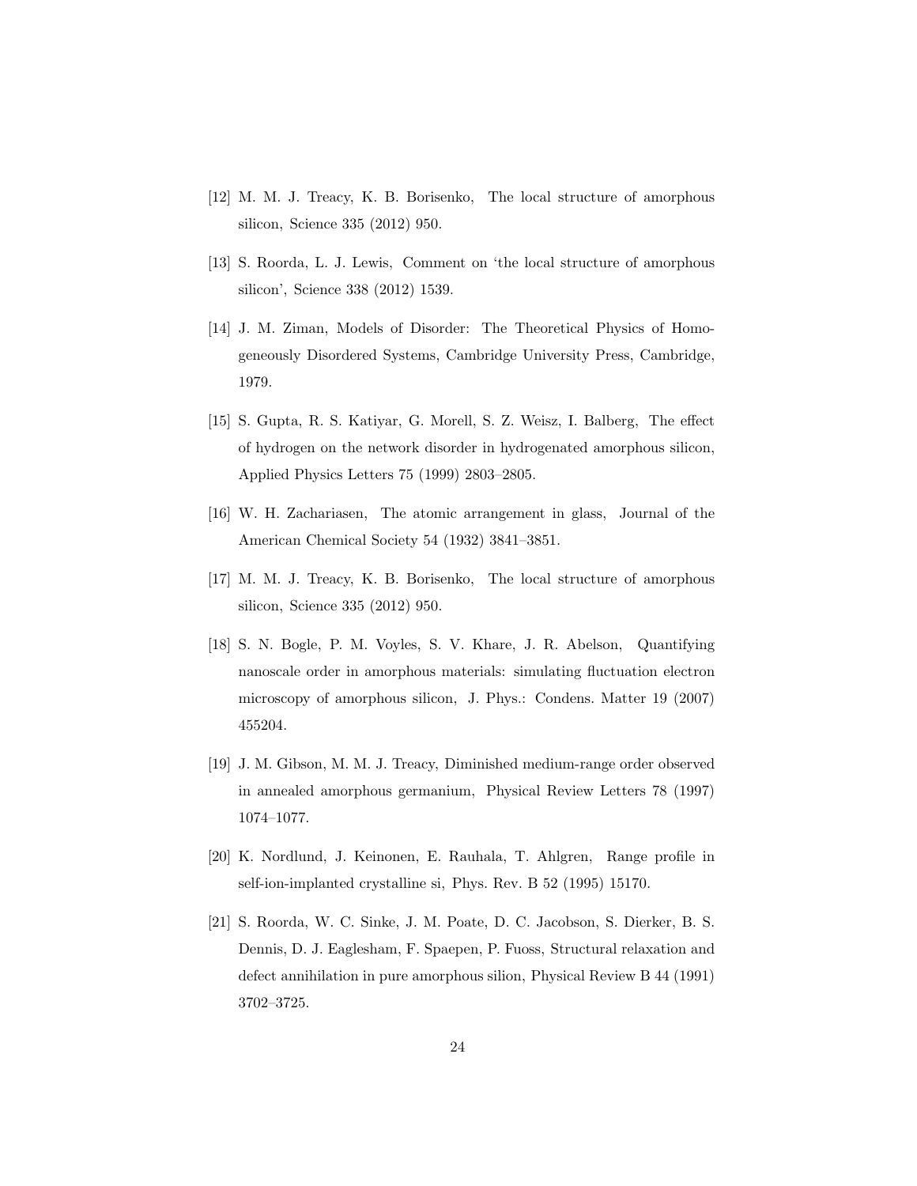[12] M. M. J. Treacy, K. B. Borisenko, The local structure of amorphous silicon, Science 335 (2012) 950.

[13] S. Roorda, L. J. Lewis, Comment on 'the local structure of amorphous silicon', Science 338 (2012) 1539.

[14] J. M. Ziman, Models of Disorder: The Theoretical Physics of Homogeneously Disordered Systems, Cambridge University Press, Cambridge, 1979.

[15] S. Gupta, R. S. Katiyar, G. Morell, S. Z. Weisz, I. Balberg, The effect of hydrogen on the network disorder in hydrogenated amorphous silicon, Applied Physics Letters 75 (1999) 2803–2805.

[16] W. H. Zachariasen, The atomic arrangement in glass, Journal of the American Chemical Society 54 (1932) 3841–3851.

[17] M. M. J. Treacy, K. B. Borisenko, The local structure of amorphous silicon, Science 335 (2012) 950.

[18] S. N. Bogle, P. M. Voyles, S. V. Khare, J. R. Abelson, Quantifying nanoscale order in amorphous materials: simulating fluctuation electron microscopy of amorphous silicon, J. Phys.: Condens. Matter 19 (2007) 455204.

[19] J. M. Gibson, M. M. J. Treacy, Diminished medium-range order observed in annealed amorphous germanium, Physical Review Letters 78 (1997) 1074–1077.

[20] K. Nordlund, J. Keinonen, E. Rauhala, T. Ahlgren, Range profile in self-ion-implanted crystalline si, Phys. Rev. B 52 (1995) 15170.

[21] S. Roorda, W. C. Sinke, J. M. Poate, D. C. Jacobson, S. Dierker, B. S. Dennis, D. J. Eaglesham, F. Spaepen, P. Fuoss, Structural relaxation and defect annihilation in pure amorphous silion, Physical Review B 44 (1991) 3702–3725.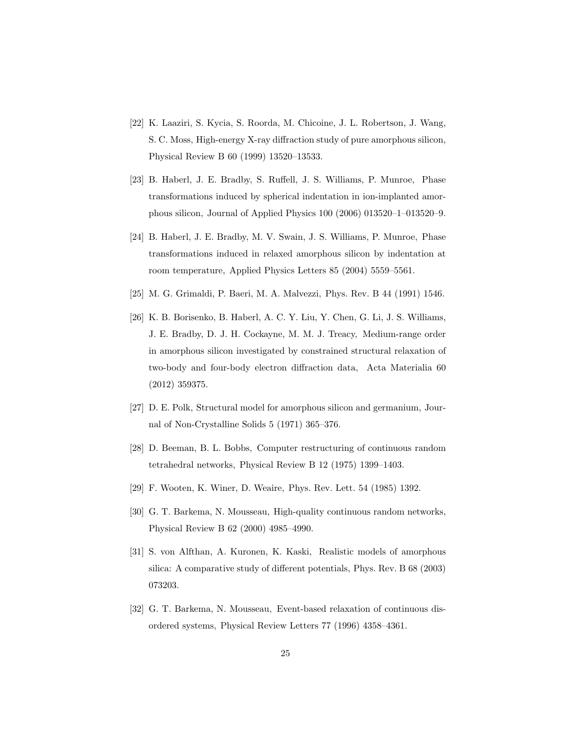[22] K. Laaziri, S. Kycia, S. Roorda, M. Chicoine, J. L. Robertson, J. Wang, S. C. Moss, High-energy X-ray diffraction study of pure amorphous silicon, Physical Review B 60 (1999) 13520–13533.

[23] B. Haberl, J. E. Bradby, S. Ruffell, J. S. Williams, P. Munroe, Phase transformations induced by spherical indentation in ion-implanted amorphous silicon, Journal of Applied Physics 100 (2006) 013520–1–013520–9.

[24] B. Haberl, J. E. Bradby, M. V. Swain, J. S. Williams, P. Munroe, Phase transformations induced in relaxed amorphous silicon by indentation at room temperature, Applied Physics Letters 85 (2004) 5559–5561.

[25] M. G. Grimaldi, P. Baeri, M. A. Malvezzi, Phys. Rev. B 44 (1991) 1546.

[26] K. B. Borisenko, B. Haberl, A. C. Y. Liu, Y. Chen, G. Li, J. S. Williams, J. E. Bradby, D. J. H. Cockayne, M. M. J. Treacy, Medium-range order in amorphous silicon investigated by constrained structural relaxation of two-body and four-body electron diffraction data, Acta Materialia 60 (2012) 359375.

[27] D. E. Polk, Structural model for amorphous silicon and germanium, Journal of Non-Crystalline Solids 5 (1971) 365–376.

[28] D. Beeman, B. L. Bobbs, Computer restructuring of continuous random tetrahedral networks, Physical Review B 12 (1975) 1399–1403.

[29] F. Wooten, K. Winer, D. Weaire, Phys. Rev. Lett. 54 (1985) 1392.

[30] G. T. Barkema, N. Mousseau, High-quality continuous random networks, Physical Review B 62 (2000) 4985–4990.

[31] S. von Alfthan, A. Kuronen, K. Kaski, Realistic models of amorphous silica: A comparative study of different potentials, Phys. Rev. B 68 (2003) 073203.

[32] G. T. Barkema, N. Mousseau, Event-based relaxation of continuous disordered systems, Physical Review Letters 77 (1996) 4358–4361.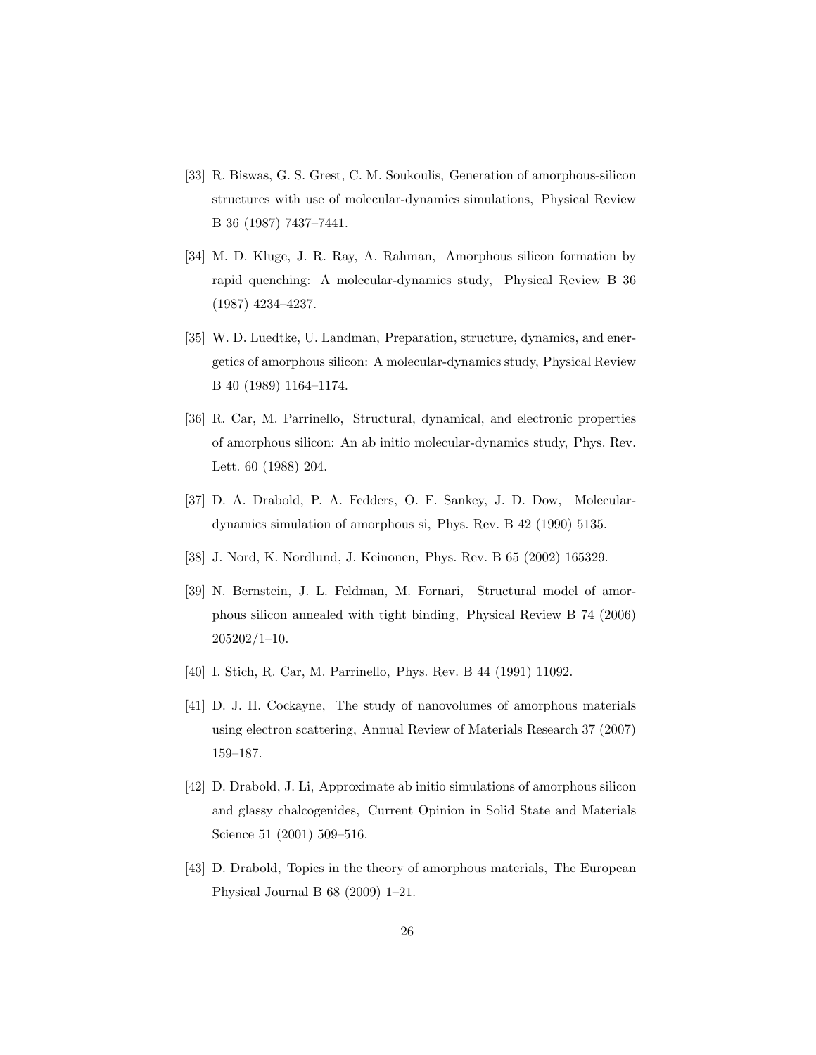[33] R. Biswas, G. S. Grest, C. M. Soukoulis, Generation of amorphous-silicon structures with use of molecular-dynamics simulations, Physical Review B 36 (1987) 7437–7441.

[34] M. D. Kluge, J. R. Ray, A. Rahman, Amorphous silicon formation by rapid quenching: A molecular-dynamics study, Physical Review B 36 (1987) 4234–4237.

[35] W. D. Luedtke, U. Landman, Preparation, structure, dynamics, and energetics of amorphous silicon: A molecular-dynamics study, Physical Review B 40 (1989) 1164–1174.

[36] R. Car, M. Parrinello, Structural, dynamical, and electronic properties of amorphous silicon: An ab initio molecular-dynamics study, Phys. Rev. Lett. 60 (1988) 204.

[37] D. A. Drabold, P. A. Fedders, O. F. Sankey, J. D. Dow, Molecular-dynamics simulation of amorphous si, Phys. Rev. B 42 (1990) 5135.

[38] J. Nord, K. Nordlund, J. Keinonen, Phys. Rev. B 65 (2002) 165329.

[39] N. Bernstein, J. L. Feldman, M. Fornari, Structural model of amorphous silicon annealed with tight binding, Physical Review B 74 (2006) 205202/1–10.

[40] I. Stich, R. Car, M. Parrinello, Phys. Rev. B 44 (1991) 11092.

[41] D. J. H. Cockayne, The study of nanovolumes of amorphous materials using electron scattering, Annual Review of Materials Research 37 (2007) 159–187.

[42] D. Drabold, J. Li, Approximate ab initio simulations of amorphous silicon and glassy chalcogenides, Current Opinion in Solid State and Materials Science 51 (2001) 509–516.

[43] D. Drabold, Topics in the theory of amorphous materials, The European Physical Journal B 68 (2009) 1–21.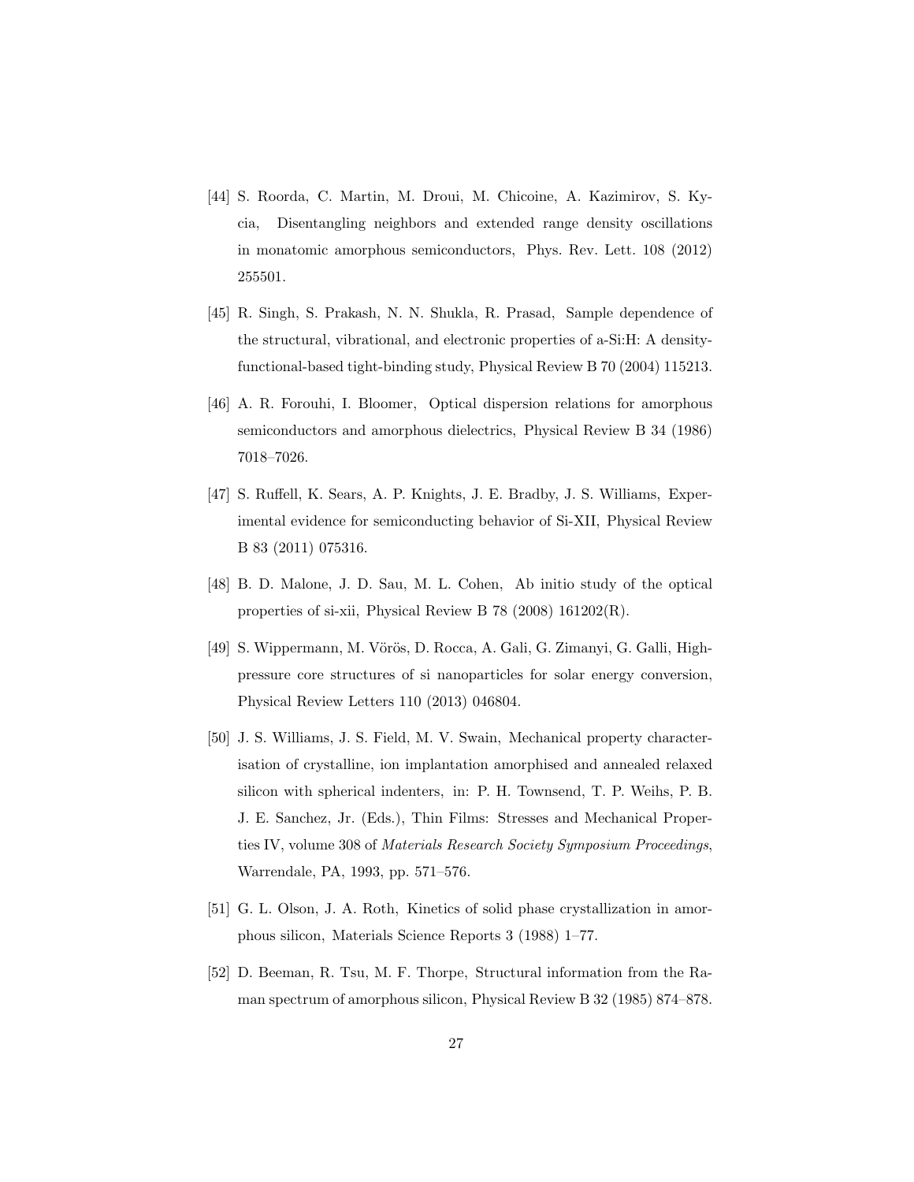[44] S. Roorda, C. Martin, M. Droui, M. Chicoine, A. Kazimirov, S. Kycia, Disentangling neighbors and extended range density oscillations in monatomic amorphous semiconductors, Phys. Rev. Lett. 108 (2012) 255501.

[45] R. Singh, S. Prakash, N. N. Shukla, R. Prasad, Sample dependence of the structural, vibrational, and electronic properties of a-Si:H: A density-functional-based tight-binding study, Physical Review B 70 (2004) 115213.

[46] A. R. Forouhi, I. Bloomer, Optical dispersion relations for amorphous semiconductors and amorphous dielectrics, Physical Review B 34 (1986) 7018–7026.

[47] S. Ruffell, K. Sears, A. P. Knights, J. E. Bradby, J. S. Williams, Experimental evidence for semiconducting behavior of Si-XII, Physical Review B 83 (2011) 075316.

[48] B. D. Malone, J. D. Sau, M. L. Cohen, Ab initio study of the optical properties of si-xii, Physical Review B 78 (2008) 161202(R).

[49] S. Wippermann, M. Vörös, D. Rocca, A. Gali, G. Zimanyi, G. Galli, High-pressure core structures of si nanoparticles for solar energy conversion, Physical Review Letters 110 (2013) 046804.

[50] J. S. Williams, J. S. Field, M. V. Swain, Mechanical property characterisation of crystalline, ion implantation amorphised and annealed relaxed silicon with spherical indenters, in: P. H. Townsend, T. P. Weihs, P. B. J. E. Sanchez, Jr. (Eds.), Thin Films: Stresses and Mechanical Properties IV, volume 308 of *Materials Research Society Symposium Proceedings*, Warrendale, PA, 1993, pp. 571–576.

[51] G. L. Olson, J. A. Roth, Kinetics of solid phase crystallization in amorphous silicon, Materials Science Reports 3 (1988) 1–77.

[52] D. Beeman, R. Tsu, M. F. Thorpe, Structural information from the Raman spectrum of amorphous silicon, Physical Review B 32 (1985) 874–878.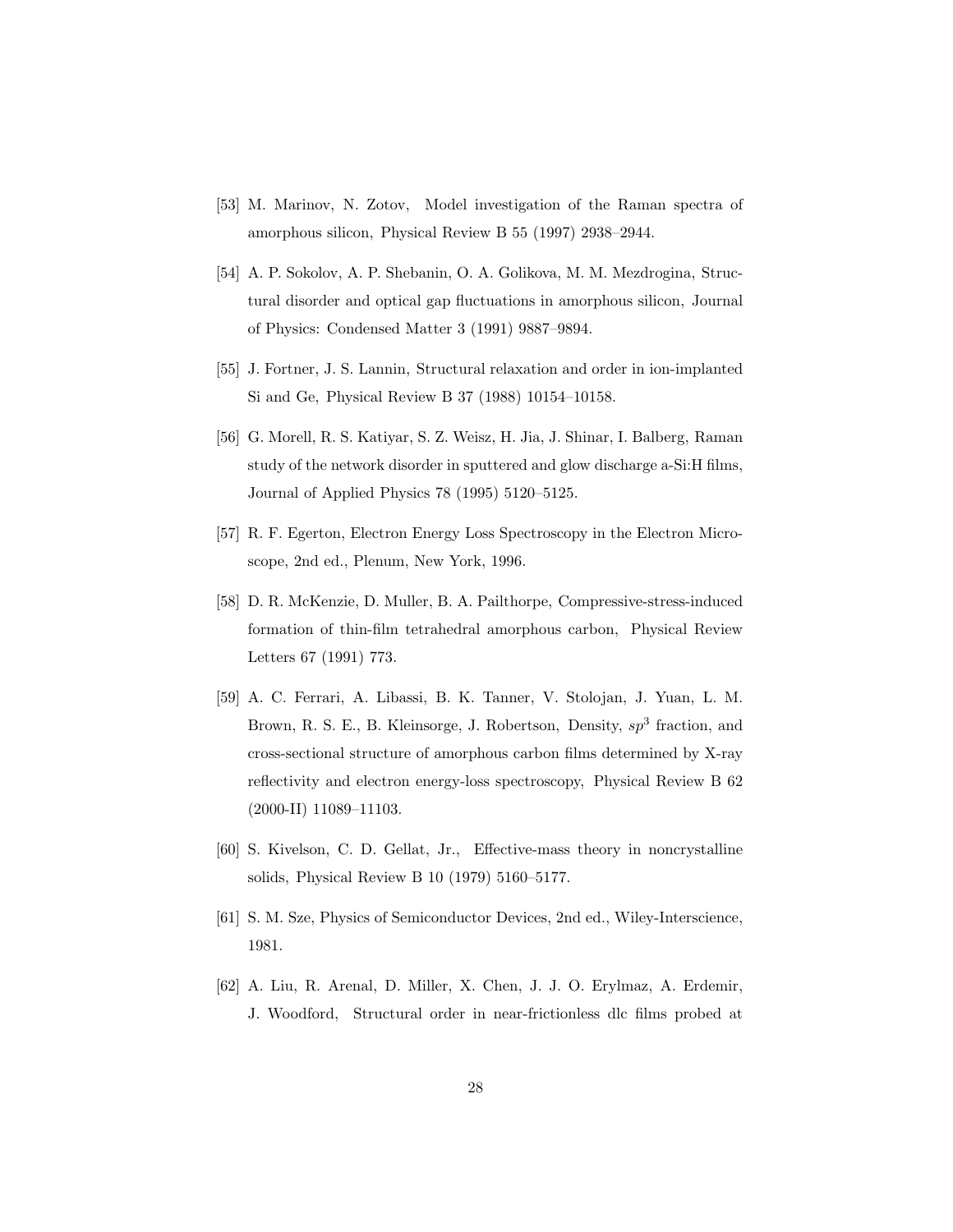[53] M. Marinov, N. Zotov, Model investigation of the Raman spectra of amorphous silicon, Physical Review B 55 (1997) 2938–2944.

[54] A. P. Sokolov, A. P. Shebanin, O. A. Golikova, M. M. Mezdrogina, Structural disorder and optical gap fluctuations in amorphous silicon, Journal of Physics: Condensed Matter 3 (1991) 9887–9894.

[55] J. Fortner, J. S. Lannin, Structural relaxation and order in ion-implanted Si and Ge, Physical Review B 37 (1988) 10154–10158.

[56] G. Morell, R. S. Katiyar, S. Z. Weisz, H. Jia, J. Shinar, I. Balberg, Raman study of the network disorder in sputtered and glow discharge a-Si:H films, Journal of Applied Physics 78 (1995) 5120–5125.

[57] R. F. Egerton, Electron Energy Loss Spectroscopy in the Electron Microscope, 2nd ed., Plenum, New York, 1996.

[58] D. R. McKenzie, D. Muller, B. A. Pailthorpe, Compressive-stress-induced formation of thin-film tetrahedral amorphous carbon, Physical Review Letters 67 (1991) 773.

[59] A. C. Ferrari, A. Libassi, B. K. Tanner, V. Stolojan, J. Yuan, L. M. Brown, R. S. E., B. Kleinsorge, J. Robertson, Density, $sp^3$ fraction, and cross-sectional structure of amorphous carbon films determined by X-ray reflectivity and electron energy-loss spectroscopy, Physical Review B 62 (2000-II) 11089–11103.

[60] S. Kivelson, C. D. Gellat, Jr., Effective-mass theory in noncrystalline solids, Physical Review B 10 (1979) 5160–5177.

[61] S. M. Sze, Physics of Semiconductor Devices, 2nd ed., Wiley-Interscience, 1981.

[62] A. Liu, R. Arenal, D. Miller, X. Chen, J. J. O. Erylmaz, A. Erdemir, J. Woodford, Structural order in near-frictionless dlc films probed at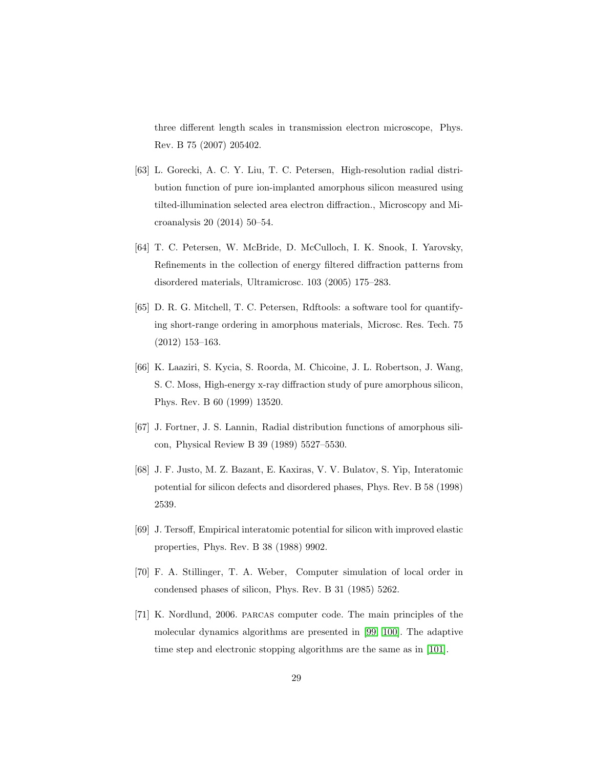three different length scales in transmission electron microscope, Phys. Rev. B 75 (2007) 205402.

[63] L. Gorecki, A. C. Y. Liu, T. C. Petersen, High-resolution radial distribution function of pure ion-implanted amorphous silicon measured using tilted-illumination selected area electron diffraction., Microscopy and Microanalysis 20 (2014) 50–54.

[64] T. C. Petersen, W. McBride, D. McCulloch, I. K. Snook, I. Yarovsky, Refinements in the collection of energy filtered diffraction patterns from disordered materials, Ultramicrosc. 103 (2005) 175–283.

[65] D. R. G. Mitchell, T. C. Petersen, Rdftools: a software tool for quantifying short-range ordering in amorphous materials, Microsc. Res. Tech. 75 (2012) 153–163.

[66] K. Laaziri, S. Kycia, S. Roorda, M. Chicoine, J. L. Robertson, J. Wang, S. C. Moss, High-energy x-ray diffraction study of pure amorphous silicon, Phys. Rev. B 60 (1999) 13520.

[67] J. Fortner, J. S. Lannin, Radial distribution functions of amorphous silicon, Physical Review B 39 (1989) 5527–5530.

[68] J. F. Justo, M. Z. Bazant, E. Kaxiras, V. V. Bulatov, S. Yip, Interatomic potential for silicon defects and disordered phases, Phys. Rev. B 58 (1998) 2539.

[69] J. Tersoff, Empirical interatomic potential for silicon with improved elastic properties, Phys. Rev. B 38 (1988) 9902.

[70] F. A. Stillinger, T. A. Weber, Computer simulation of local order in condensed phases of silicon, Phys. Rev. B 31 (1985) 5262.

[71] K. Nordlund, 2006. PARCAS computer code. The main principles of the molecular dynamics algorithms are presented in [99, 100]. The adaptive time step and electronic stopping algorithms are the same as in [101].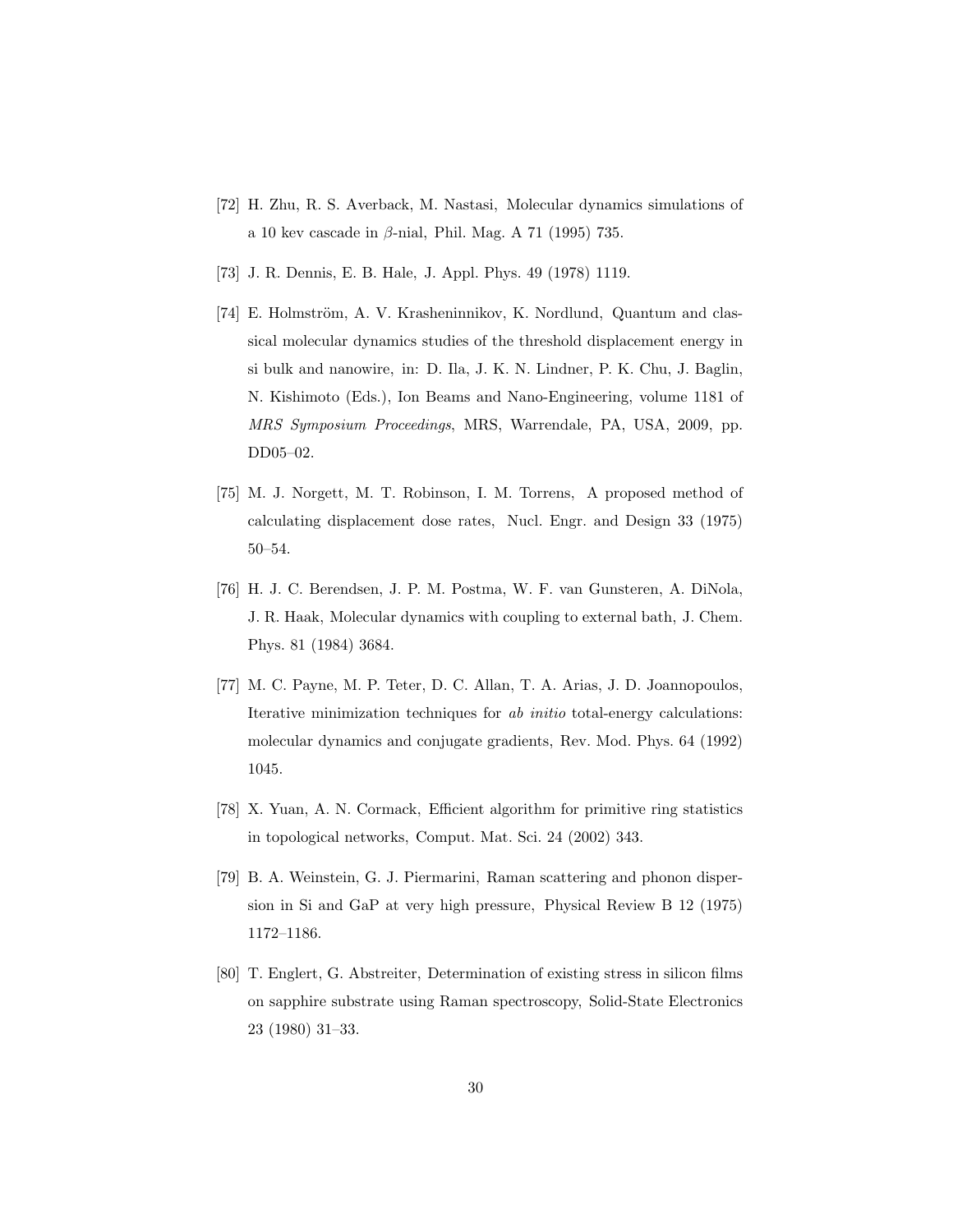[72] H. Zhu, R. S. Averback, M. Nastasi, Molecular dynamics simulations of a 10 kev cascade in $\beta$-nial, Phil. Mag. A 71 (1995) 735.

[73] J. R. Dennis, E. B. Hale, J. Appl. Phys. 49 (1978) 1119.

[74] E. Holmström, A. V. Krasheninnikov, K. Nordlund, Quantum and classical molecular dynamics studies of the threshold displacement energy in si bulk and nanowire, in: D. Ila, J. K. N. Lindner, P. K. Chu, J. Baglin, N. Kishimoto (Eds.), Ion Beams and Nano-Engineering, volume 1181 of *MRS Symposium Proceedings*, MRS, Warrendale, PA, USA, 2009, pp. DD05–02.

[75] M. J. Norgett, M. T. Robinson, I. M. Torrens, A proposed method of calculating displacement dose rates, Nucl. Engr. and Design 33 (1975) 50–54.

[76] H. J. C. Berendsen, J. P. M. Postma, W. F. van Gunsteren, A. DiNola, J. R. Haak, Molecular dynamics with coupling to external bath, J. Chem. Phys. 81 (1984) 3684.

[77] M. C. Payne, M. P. Teter, D. C. Allan, T. A. Arias, J. D. Joannopoulos, Iterative minimization techniques for *ab initio* total-energy calculations: molecular dynamics and conjugate gradients, Rev. Mod. Phys. 64 (1992) 1045.

[78] X. Yuan, A. N. Cormack, Efficient algorithm for primitive ring statistics in topological networks, Comput. Mat. Sci. 24 (2002) 343.

[79] B. A. Weinstein, G. J. Piermarini, Raman scattering and phonon dispersion in Si and GaP at very high pressure, Physical Review B 12 (1975) 1172–1186.

[80] T. Englert, G. Abstreiter, Determination of existing stress in silicon films on sapphire substrate using Raman spectroscopy, Solid-State Electronics 23 (1980) 31–33.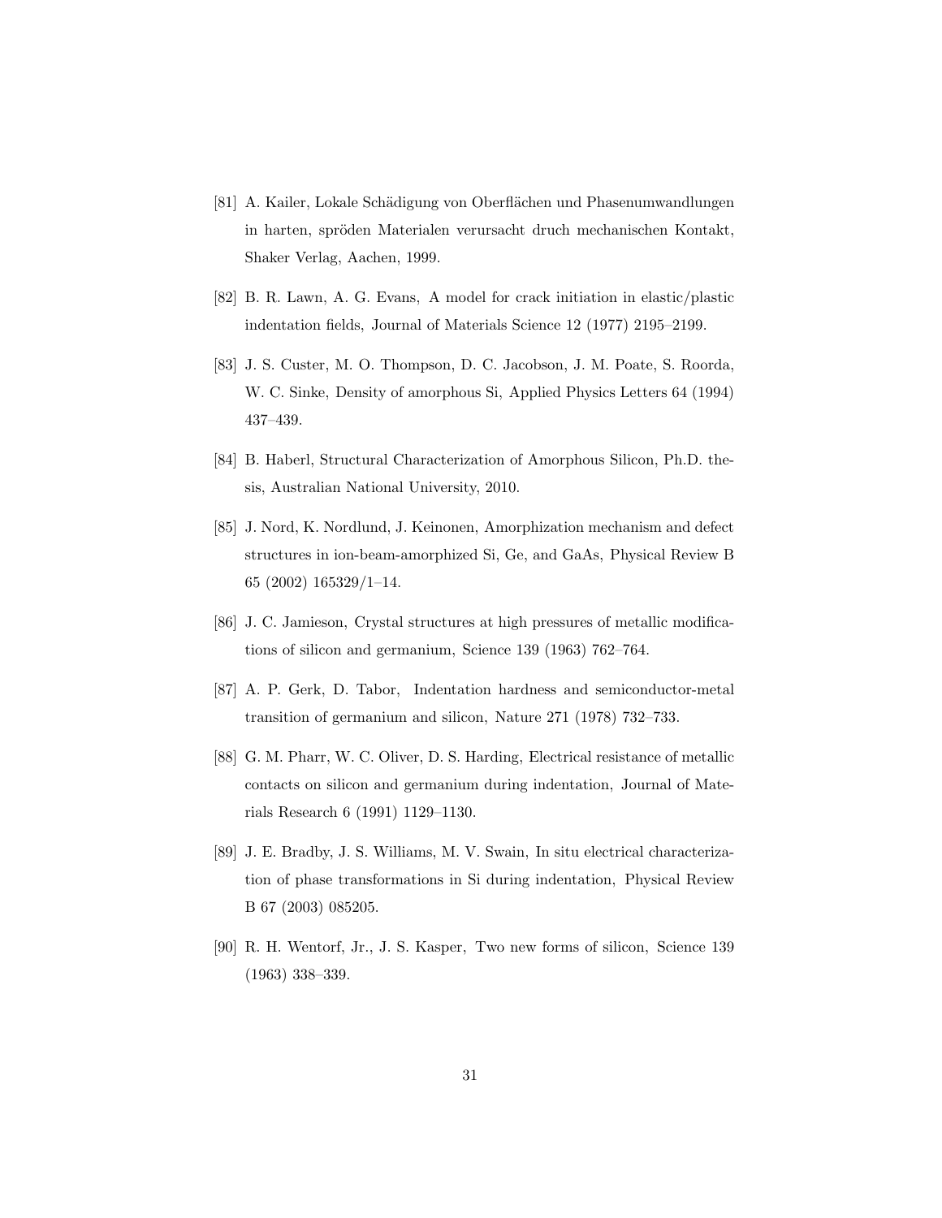[81] A. Kailer, Lokale Schädigung von Oberflächen und Phasenumwandlungen in harten, spröden Materialen verursacht druch mechanischen Kontakt, Shaker Verlag, Aachen, 1999.

[82] B. R. Lawn, A. G. Evans, A model for crack initiation in elastic/plastic indentation fields, Journal of Materials Science 12 (1977) 2195–2199.

[83] J. S. Custer, M. O. Thompson, D. C. Jacobson, J. M. Poate, S. Roorda, W. C. Sinke, Density of amorphous Si, Applied Physics Letters 64 (1994) 437–439.

[84] B. Haberl, Structural Characterization of Amorphous Silicon, Ph.D. thesis, Australian National University, 2010.

[85] J. Nord, K. Nordlund, J. Keinonen, Amorphization mechanism and defect structures in ion-beam-amorphized Si, Ge, and GaAs, Physical Review B 65 (2002) 165329/1–14.

[86] J. C. Jamieson, Crystal structures at high pressures of metallic modifications of silicon and germanium, Science 139 (1963) 762–764.

[87] A. P. Gerk, D. Tabor, Indentation hardness and semiconductor-metal transition of germanium and silicon, Nature 271 (1978) 732–733.

[88] G. M. Pharr, W. C. Oliver, D. S. Harding, Electrical resistance of metallic contacts on silicon and germanium during indentation, Journal of Materials Research 6 (1991) 1129–1130.

[89] J. E. Bradby, J. S. Williams, M. V. Swain, In situ electrical characterization of phase transformations in Si during indentation, Physical Review B 67 (2003) 085205.

[90] R. H. Wentorf, Jr., J. S. Kasper, Two new forms of silicon, Science 139 (1963) 338–339.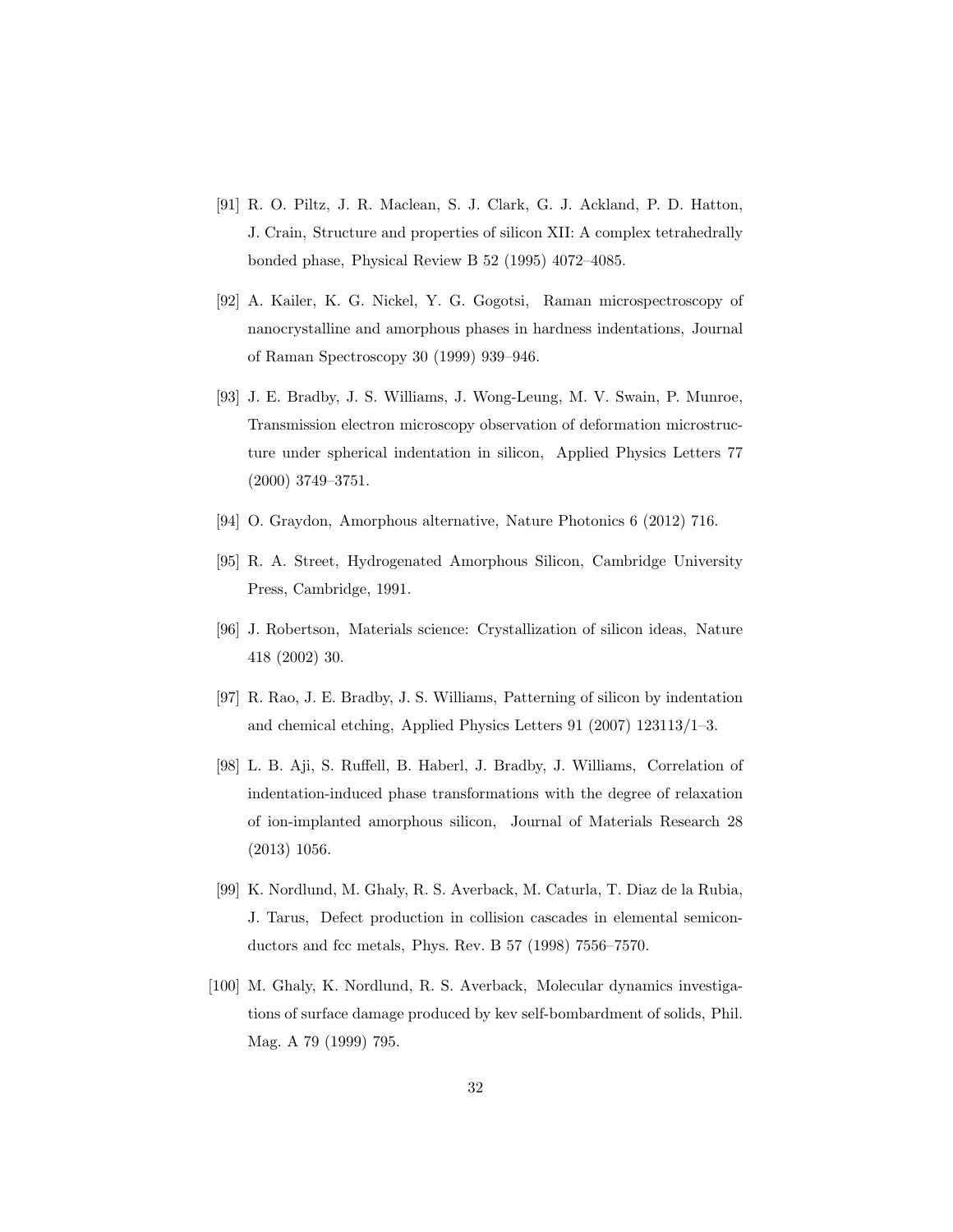[91] R. O. Piltz, J. R. Maclean, S. J. Clark, G. J. Ackland, P. D. Hatton, J. Crain, Structure and properties of silicon XII: A complex tetrahedrally bonded phase, Physical Review B 52 (1995) 4072–4085.

[92] A. Kailer, K. G. Nickel, Y. G. Gogotsi, Raman microspectroscopy of nanocrystalline and amorphous phases in hardness indentations, Journal of Raman Spectroscopy 30 (1999) 939–946.

[93] J. E. Bradby, J. S. Williams, J. Wong-Leung, M. V. Swain, P. Munroe, Transmission electron microscopy observation of deformation microstructure under spherical indentation in silicon, Applied Physics Letters 77 (2000) 3749–3751.

[94] O. Graydon, Amorphous alternative, Nature Photonics 6 (2012) 716.

[95] R. A. Street, Hydrogenated Amorphous Silicon, Cambridge University Press, Cambridge, 1991.

[96] J. Robertson, Materials science: Crystallization of silicon ideas, Nature 418 (2002) 30.

[97] R. Rao, J. E. Bradby, J. S. Williams, Patterning of silicon by indentation and chemical etching, Applied Physics Letters 91 (2007) 123113/1–3.

[98] L. B. Aji, S. Ruffell, B. Haberl, J. Bradby, J. Williams, Correlation of indentation-induced phase transformations with the degree of relaxation of ion-implanted amorphous silicon, Journal of Materials Research 28 (2013) 1056.

[99] K. Nordlund, M. Ghaly, R. S. Averback, M. Caturla, T. Diaz de la Rubia, J. Tarus, Defect production in collision cascades in elemental semiconductors and fcc metals, Phys. Rev. B 57 (1998) 7556–7570.

[100] M. Ghaly, K. Nordlund, R. S. Averback, Molecular dynamics investigations of surface damage produced by kev self-bombardment of solids, Phil. Mag. A 79 (1999) 795.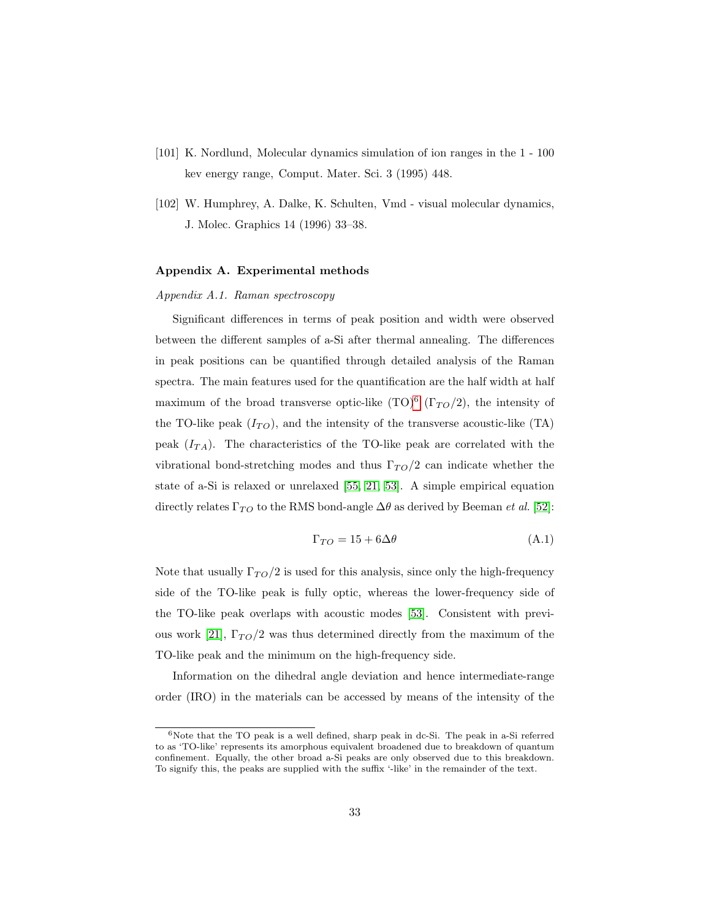[101] K. Nordlund, Molecular dynamics simulation of ion ranges in the 1 - 100 kev energy range, Comput. Mater. Sci. 3 (1995) 448.

[102] W. Humphrey, A. Dalke, K. Schulten, Vmd - visual molecular dynamics, J. Molec. Graphics 14 (1996) 33–38.

## Appendix A. Experimental methods

### *Appendix A.1. Raman spectroscopy*

Significant differences in terms of peak position and width were observed between the different samples of a-Si after thermal annealing. The differences in peak positions can be quantified through detailed analysis of the Raman spectra. The main features used for the quantification are the half width at half maximum of the broad transverse optic-like (TO)[6] ($\Gamma_{TO}/2$), the intensity of the TO-like peak ($I_{TO}$), and the intensity of the transverse acoustic-like (TA) peak ($I_{TA}$). The characteristics of the TO-like peak are correlated with the vibrational bond-stretching modes and thus $\Gamma_{TO}/2$ can indicate whether the state of a-Si is relaxed or unrelaxed [55, 21, 53]. A simple empirical equation directly relates $\Gamma_{TO}$ to the RMS bond-angle $\Delta\theta$ as derived by Beeman *et al.* [52]:

$$\Gamma_{TO} = 15 + 6\Delta\theta \tag{A.1}$$

Note that usually $\Gamma_{TO}/2$ is used for this analysis, since only the high-frequency side of the TO-like peak is fully optic, whereas the lower-frequency side of the TO-like peak overlaps with acoustic modes [53]. Consistent with previous work [21], $\Gamma_{TO}/2$ was thus determined directly from the maximum of the TO-like peak and the minimum on the high-frequency side.

Information on the dihedral angle deviation and hence intermediate-range order (IRO) in the materials can be accessed by means of the intensity of the

[6] Note that the TO peak is a well defined, sharp peak in dc-Si. The peak in a-Si referred to as 'TO-like' represents its amorphous equivalent broadened due to breakdown of quantum confinement. Equally, the other broad a-Si peaks are only observed due to this breakdown. To signify this, the peaks are supplied with the suffix '-like' in the remainder of the text.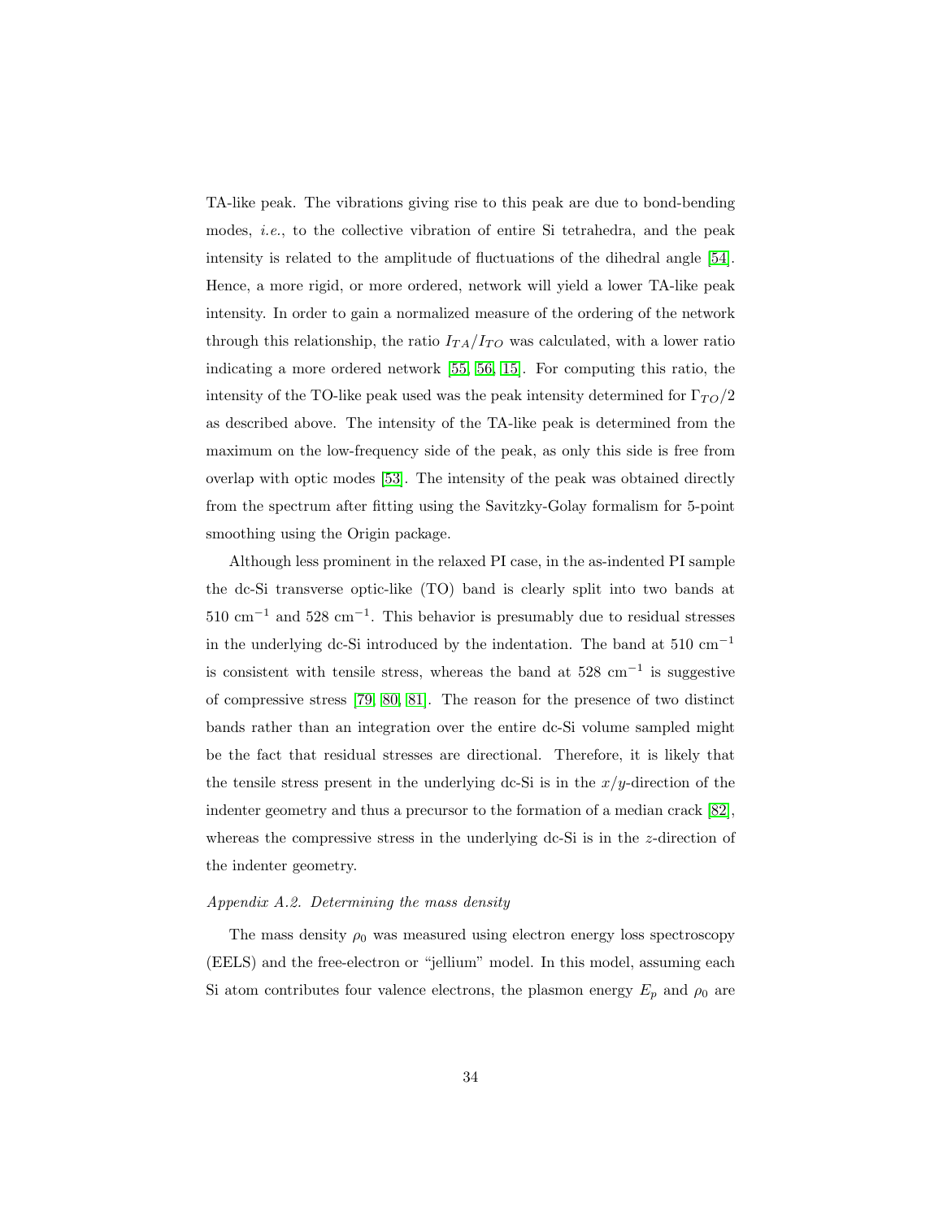TA-like peak. The vibrations giving rise to this peak are due to bond-bending modes, *i.e.*, to the collective vibration of entire Si tetrahedra, and the peak intensity is related to the amplitude of fluctuations of the dihedral angle [54]. Hence, a more rigid, or more ordered, network will yield a lower TA-like peak intensity. In order to gain a normalized measure of the ordering of the network through this relationship, the ratio $I_{TA}/I_{TO}$ was calculated, with a lower ratio indicating a more ordered network [55, 56, 15]. For computing this ratio, the intensity of the TO-like peak used was the peak intensity determined for $\Gamma_{TO}/2$ as described above. The intensity of the TA-like peak is determined from the maximum on the low-frequency side of the peak, as only this side is free from overlap with optic modes [53]. The intensity of the peak was obtained directly from the spectrum after fitting using the Savitzky-Golay formalism for 5-point smoothing using the Origin package.

Although less prominent in the relaxed PI case, in the as-indented PI sample the dc-Si transverse optic-like (TO) band is clearly split into two bands at 510 cm$^{-1}$ and 528 cm$^{-1}$. This behavior is presumably due to residual stresses in the underlying dc-Si introduced by the indentation. The band at 510 cm$^{-1}$ is consistent with tensile stress, whereas the band at 528 cm$^{-1}$ is suggestive of compressive stress [79, 80, 81]. The reason for the presence of two distinct bands rather than an integration over the entire dc-Si volume sampled might be the fact that residual stresses are directional. Therefore, it is likely that the tensile stress present in the underlying dc-Si is in the $x/y$-direction of the indenter geometry and thus a precursor to the formation of a median crack [82], whereas the compressive stress in the underlying dc-Si is in the $z$-direction of the indenter geometry.

*Appendix A.2. Determining the mass density*

The mass density $\rho_0$ was measured using electron energy loss spectroscopy (EELS) and the free-electron or "jellium" model. In this model, assuming each Si atom contributes four valence electrons, the plasmon energy $E_p$ and $\rho_0$ are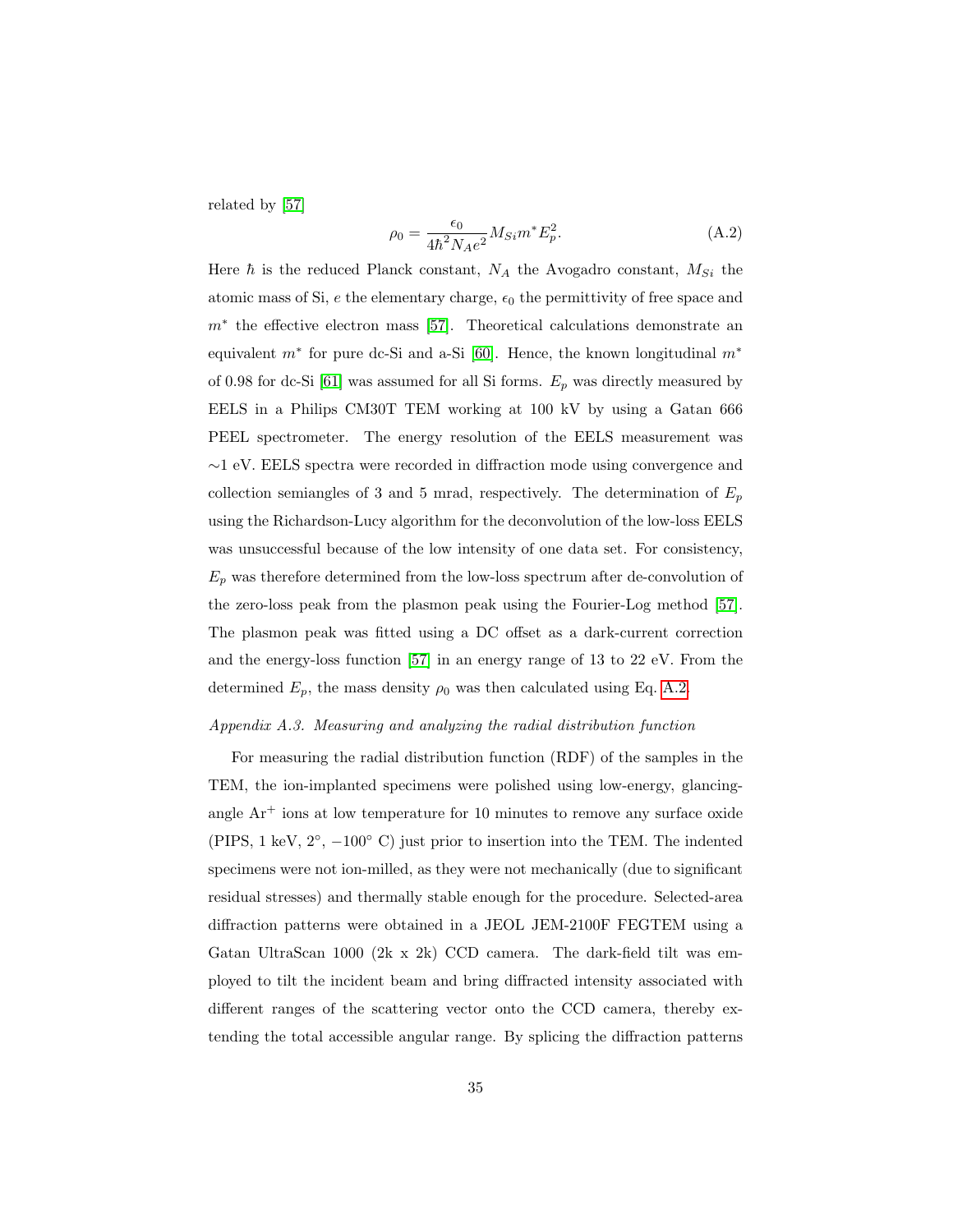related by [57]

$$\rho_0 = \frac{\epsilon_0}{4\hbar^2 N_A e^2} M_{Si} m^* E_p^2. \tag{A.2}$$

Here $\hbar$ is the reduced Planck constant, $N_A$ the Avogadro constant, $M_{Si}$ the atomic mass of Si, $e$ the elementary charge, $\epsilon_0$ the permittivity of free space and $m^*$ the effective electron mass [57]. Theoretical calculations demonstrate an equivalent $m^*$ for pure dc-Si and a-Si [60]. Hence, the known longitudinal $m^*$ of 0.98 for dc-Si [61] was assumed for all Si forms. $E_p$ was directly measured by EELS in a Philips CM30T TEM working at 100 kV by using a Gatan 666 PEEL spectrometer. The energy resolution of the EELS measurement was ~1 eV. EELS spectra were recorded in diffraction mode using convergence and collection semiangles of 3 and 5 mrad, respectively. The determination of $E_p$ using the Richardson-Lucy algorithm for the deconvolution of the low-loss EELS was unsuccessful because of the low intensity of one data set. For consistency, $E_p$ was therefore determined from the low-loss spectrum after de-convolution of the zero-loss peak from the plasmon peak using the Fourier-Log method [57]. The plasmon peak was fitted using a DC offset as a dark-current correction and the energy-loss function [57] in an energy range of 13 to 22 eV. From the determined $E_p$, the mass density $\rho_0$ was then calculated using Eq. A.2.

*Appendix A.3. Measuring and analyzing the radial distribution function*

For measuring the radial distribution function (RDF) of the samples in the TEM, the ion-implanted specimens were polished using low-energy, glancing-angle $Ar^+$ ions at low temperature for 10 minutes to remove any surface oxide (PIPS, 1 keV, 2°, −100° C) just prior to insertion into the TEM. The indented specimens were not ion-milled, as they were not mechanically (due to significant residual stresses) and thermally stable enough for the procedure. Selected-area diffraction patterns were obtained in a JEOL JEM-2100F FEGTEM using a Gatan UltraScan 1000 (2k x 2k) CCD camera. The dark-field tilt was employed to tilt the incident beam and bring diffracted intensity associated with different ranges of the scattering vector onto the CCD camera, thereby extending the total accessible angular range. By splicing the diffraction patterns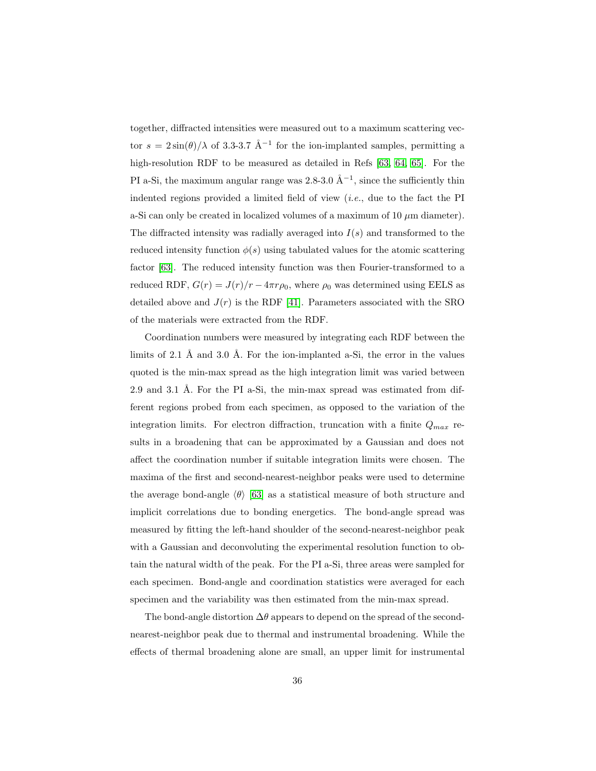together, diffracted intensities were measured out to a maximum scattering vector $s = 2\sin(\theta)/\lambda$ of 3.3-3.7 Å$^{-1}$ for the ion-implanted samples, permitting a high-resolution RDF to be measured as detailed in Refs [63, 64, 65]. For the PI a-Si, the maximum angular range was 2.8-3.0 Å$^{-1}$, since the sufficiently thin indented regions provided a limited field of view (*i.e.*, due to the fact the PI a-Si can only be created in localized volumes of a maximum of 10 $\mu$m diameter). The diffracted intensity was radially averaged into $I(s)$ and transformed to the reduced intensity function $\phi(s)$ using tabulated values for the atomic scattering factor [63]. The reduced intensity function was then Fourier-transformed to a reduced RDF, $G(r) = J(r)/r - 4\pi r\rho_0$, where $\rho_0$ was determined using EELS as detailed above and $J(r)$ is the RDF [41]. Parameters associated with the SRO of the materials were extracted from the RDF.

Coordination numbers were measured by integrating each RDF between the limits of 2.1 Å and 3.0 Å. For the ion-implanted a-Si, the error in the values quoted is the min-max spread as the high integration limit was varied between 2.9 and 3.1 Å. For the PI a-Si, the min-max spread was estimated from different regions probed from each specimen, as opposed to the variation of the integration limits. For electron diffraction, truncation with a finite $Q_{max}$ results in a broadening that can be approximated by a Gaussian and does not affect the coordination number if suitable integration limits were chosen. The maxima of the first and second-nearest-neighbor peaks were used to determine the average bond-angle $\langle\theta\rangle$ [63] as a statistical measure of both structure and implicit correlations due to bonding energetics. The bond-angle spread was measured by fitting the left-hand shoulder of the second-nearest-neighbor peak with a Gaussian and deconvoluting the experimental resolution function to obtain the natural width of the peak. For the PI a-Si, three areas were sampled for each specimen. Bond-angle and coordination statistics were averaged for each specimen and the variability was then estimated from the min-max spread.

The bond-angle distortion $\Delta\theta$ appears to depend on the spread of the second-nearest-neighbor peak due to thermal and instrumental broadening. While the effects of thermal broadening alone are small, an upper limit for instrumental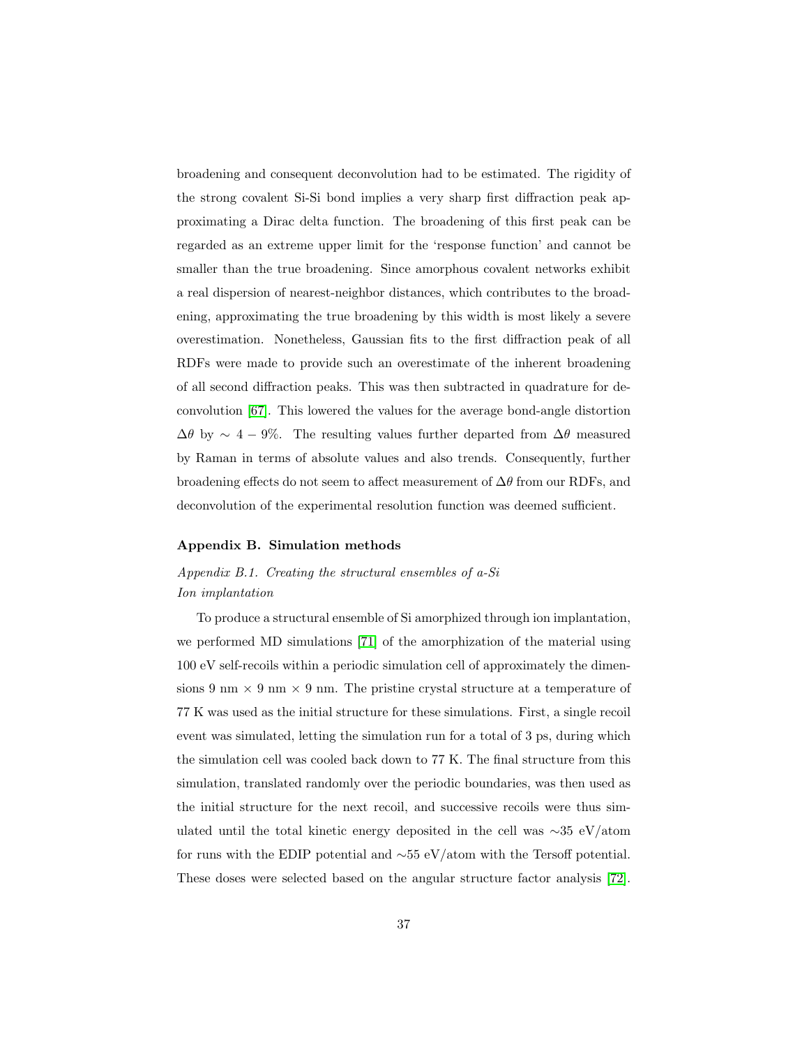broadening and consequent deconvolution had to be estimated. The rigidity of the strong covalent Si-Si bond implies a very sharp first diffraction peak approximating a Dirac delta function. The broadening of this first peak can be regarded as an extreme upper limit for the 'response function' and cannot be smaller than the true broadening. Since amorphous covalent networks exhibit a real dispersion of nearest-neighbor distances, which contributes to the broadening, approximating the true broadening by this width is most likely a severe overestimation. Nonetheless, Gaussian fits to the first diffraction peak of all RDFs were made to provide such an overestimate of the inherent broadening of all second diffraction peaks. This was then subtracted in quadrature for deconvolution [67]. This lowered the values for the average bond-angle distortion $\Delta\theta$ by $\sim 4-9\%$. The resulting values further departed from $\Delta\theta$ measured by Raman in terms of absolute values and also trends. Consequently, further broadening effects do not seem to affect measurement of $\Delta\theta$ from our RDFs, and deconvolution of the experimental resolution function was deemed sufficient.

## Appendix B. Simulation methods

### *Appendix B.1. Creating the structural ensembles of a-Si*

*Ion implantation*

To produce a structural ensemble of Si amorphized through ion implantation, we performed MD simulations [71] of the amorphization of the material using 100 eV self-recoils within a periodic simulation cell of approximately the dimensions 9 nm $\times$ 9 nm $\times$ 9 nm. The pristine crystal structure at a temperature of 77 K was used as the initial structure for these simulations. First, a single recoil event was simulated, letting the simulation run for a total of 3 ps, during which the simulation cell was cooled back down to 77 K. The final structure from this simulation, translated randomly over the periodic boundaries, was then used as the initial structure for the next recoil, and successive recoils were thus simulated until the total kinetic energy deposited in the cell was $\sim$35 eV/atom for runs with the EDIP potential and $\sim$55 eV/atom with the Tersoff potential. These doses were selected based on the angular structure factor analysis [72].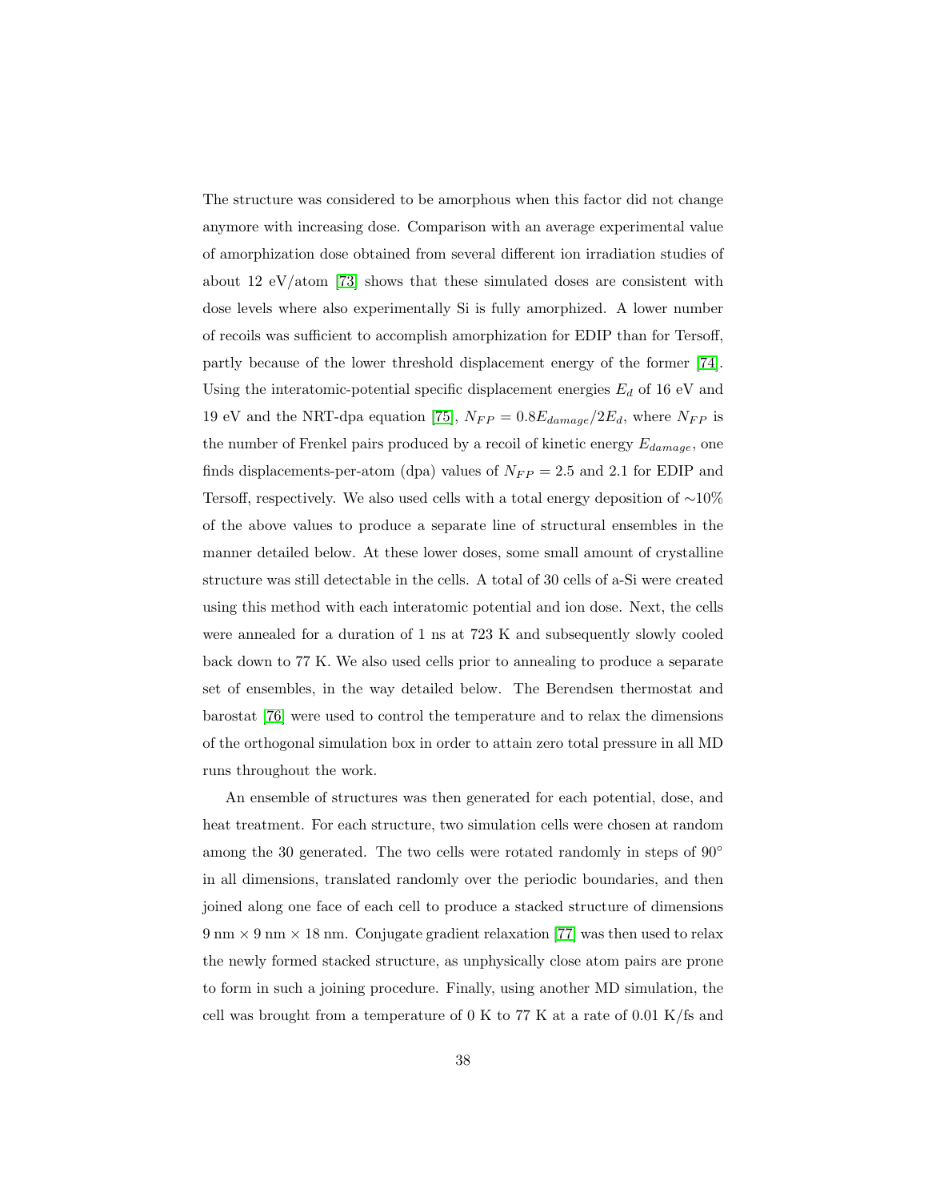The structure was considered to be amorphous when this factor did not change anymore with increasing dose. Comparison with an average experimental value of amorphization dose obtained from several different ion irradiation studies of about 12 eV/atom [73] shows that these simulated doses are consistent with dose levels where also experimentally Si is fully amorphized. A lower number of recoils was sufficient to accomplish amorphization for EDIP than for Tersoff, partly because of the lower threshold displacement energy of the former [74]. Using the interatomic-potential specific displacement energies $E_d$ of 16 eV and 19 eV and the NRT-dpa equation [75], $N_{FP} = 0.8 E_{damage}/2E_d$, where $N_{FP}$ is the number of Frenkel pairs produced by a recoil of kinetic energy $E_{damage}$, one finds displacements-per-atom (dpa) values of $N_{FP} = 2.5$ and 2.1 for EDIP and Tersoff, respectively. We also used cells with a total energy deposition of $\sim$10% of the above values to produce a separate line of structural ensembles in the manner detailed below. At these lower doses, some small amount of crystalline structure was still detectable in the cells. A total of 30 cells of a-Si were created using this method with each interatomic potential and ion dose. Next, the cells were annealed for a duration of 1 ns at 723 K and subsequently slowly cooled back down to 77 K. We also used cells prior to annealing to produce a separate set of ensembles, in the way detailed below. The Berendsen thermostat and barostat [76] were used to control the temperature and to relax the dimensions of the orthogonal simulation box in order to attain zero total pressure in all MD runs throughout the work.

An ensemble of structures was then generated for each potential, dose, and heat treatment. For each structure, two simulation cells were chosen at random among the 30 generated. The two cells were rotated randomly in steps of 90° in all dimensions, translated randomly over the periodic boundaries, and then joined along one face of each cell to produce a stacked structure of dimensions 9 nm × 9 nm × 18 nm. Conjugate gradient relaxation [77] was then used to relax the newly formed stacked structure, as unphysically close atom pairs are prone to form in such a joining procedure. Finally, using another MD simulation, the cell was brought from a temperature of 0 K to 77 K at a rate of 0.01 K/fs and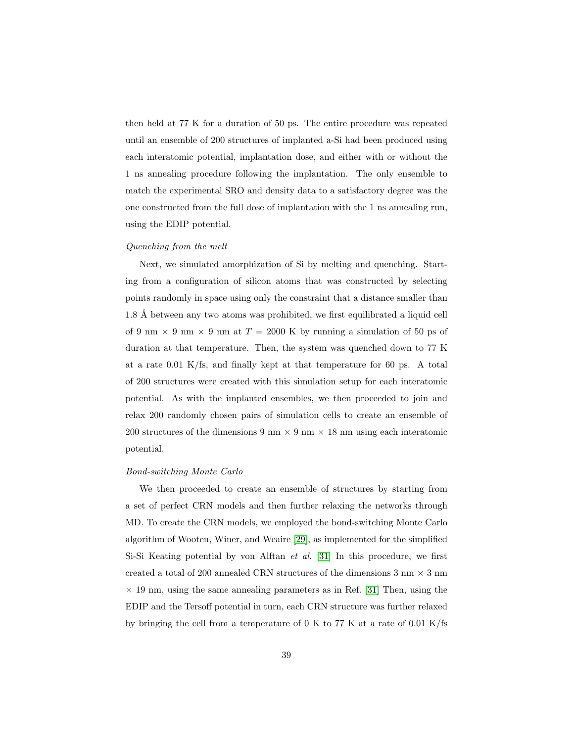then held at 77 K for a duration of 50 ps. The entire procedure was repeated until an ensemble of 200 structures of implanted a-Si had been produced using each interatomic potential, implantation dose, and either with or without the 1 ns annealing procedure following the implantation. The only ensemble to match the experimental SRO and density data to a satisfactory degree was the one constructed from the full dose of implantation with the 1 ns annealing run, using the EDIP potential.

*Quenching from the melt*

Next, we simulated amorphization of Si by melting and quenching. Starting from a configuration of silicon atoms that was constructed by selecting points randomly in space using only the constraint that a distance smaller than 1.8 Å between any two atoms was prohibited, we first equilibrated a liquid cell of 9 nm × 9 nm × 9 nm at $T$ = 2000 K by running a simulation of 50 ps of duration at that temperature. Then, the system was quenched down to 77 K at a rate 0.01 K/fs, and finally kept at that temperature for 60 ps. A total of 200 structures were created with this simulation setup for each interatomic potential. As with the implanted ensembles, we then proceeded to join and relax 200 randomly chosen pairs of simulation cells to create an ensemble of 200 structures of the dimensions 9 nm × 9 nm × 18 nm using each interatomic potential.

*Bond-switching Monte Carlo*

We then proceeded to create an ensemble of structures by starting from a set of perfect CRN models and then further relaxing the networks through MD. To create the CRN models, we employed the bond-switching Monte Carlo algorithm of Wooten, Winer, and Weaire [29], as implemented for the simplified Si-Si Keating potential by von Alftan *et al.* [31] In this procedure, we first created a total of 200 annealed CRN structures of the dimensions 3 nm × 3 nm × 19 nm, using the same annealing parameters as in Ref. [31] Then, using the EDIP and the Tersoff potential in turn, each CRN structure was further relaxed by bringing the cell from a temperature of 0 K to 77 K at a rate of 0.01 K/fs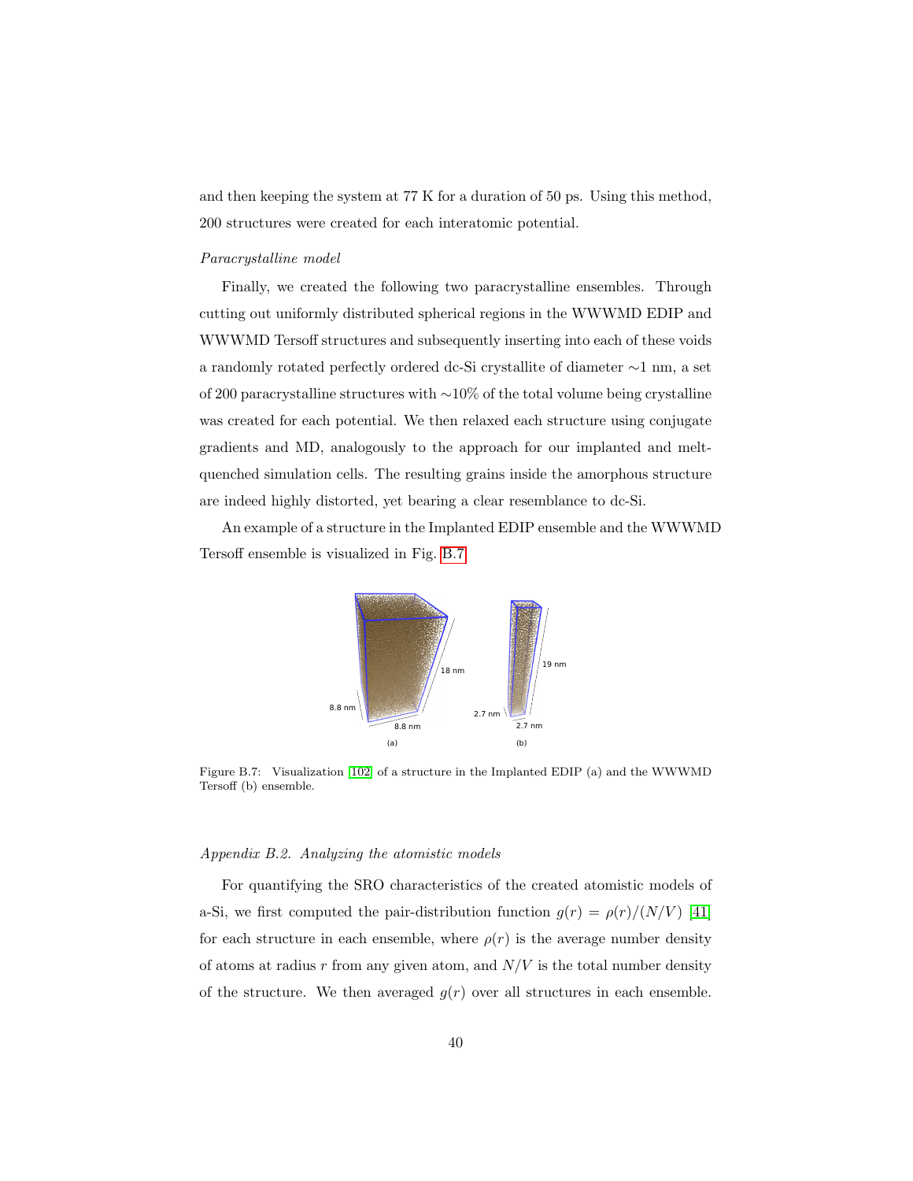and then keeping the system at 77 K for a duration of 50 ps. Using this method, 200 structures were created for each interatomic potential.

*Paracrystalline model*

Finally, we created the following two paracrystalline ensembles. Through cutting out uniformly distributed spherical regions in the WWWMD EDIP and WWWMD Tersoff structures and subsequently inserting into each of these voids a randomly rotated perfectly ordered dc-Si crystallite of diameter ∼1 nm, a set of 200 paracrystalline structures with ∼10% of the total volume being crystalline was created for each potential. We then relaxed each structure using conjugate gradients and MD, analogously to the approach for our implanted and melt-quenched simulation cells. The resulting grains inside the amorphous structure are indeed highly distorted, yet bearing a clear resemblance to dc-Si.

An example of a structure in the Implanted EDIP ensemble and the WWWMD Tersoff ensemble is visualized in Fig. B.7.

Figure B.7: Visualization [102] of a structure in the Implanted EDIP (a) and the WWWMD Tersoff (b) ensemble.

*Appendix B.2. Analyzing the atomistic models*

For quantifying the SRO characteristics of the created atomistic models of a-Si, we first computed the pair-distribution function $g(r) = \rho(r)/(N/V)$ [41] for each structure in each ensemble, where $\rho(r)$ is the average number density of atoms at radius $r$ from any given atom, and $N/V$ is the total number density of the structure. We then averaged $g(r)$ over all structures in each ensemble.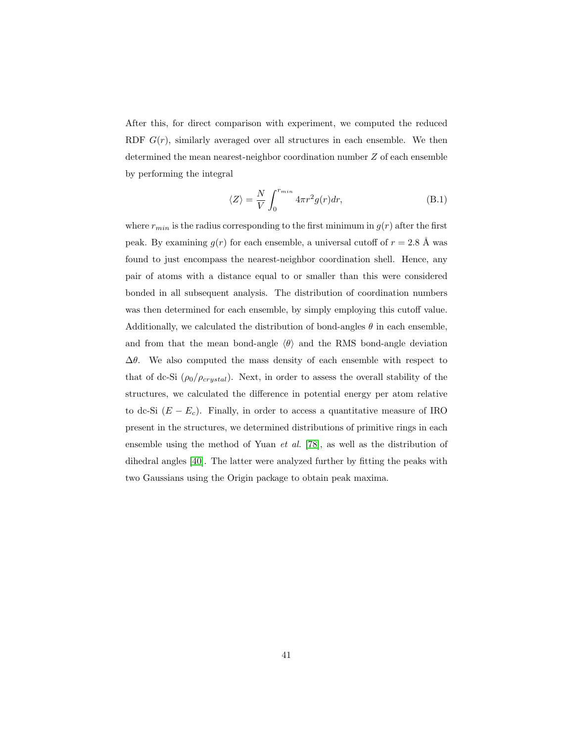After this, for direct comparison with experiment, we computed the reduced RDF $G(r)$, similarly averaged over all structures in each ensemble. We then determined the mean nearest-neighbor coordination number $Z$ of each ensemble by performing the integral

$$\langle Z \rangle = \frac{N}{V} \int_0^{r_{min}} 4\pi r^2 g(r) dr, \tag{B.1}$$

where $r_{min}$ is the radius corresponding to the first minimum in $g(r)$ after the first peak. By examining $g(r)$ for each ensemble, a universal cutoff of $r = 2.8$ Å was found to just encompass the nearest-neighbor coordination shell. Hence, any pair of atoms with a distance equal to or smaller than this were considered bonded in all subsequent analysis. The distribution of coordination numbers was then determined for each ensemble, by simply employing this cutoff value. Additionally, we calculated the distribution of bond-angles $\theta$ in each ensemble, and from that the mean bond-angle $\langle \theta \rangle$ and the RMS bond-angle deviation $\Delta\theta$. We also computed the mass density of each ensemble with respect to that of dc-Si ($\rho_0/\rho_{crystal}$). Next, in order to assess the overall stability of the structures, we calculated the difference in potential energy per atom relative to dc-Si ($E - E_c$). Finally, in order to access a quantitative measure of IRO present in the structures, we determined distributions of primitive rings in each ensemble using the method of Yuan *et al.* [78], as well as the distribution of dihedral angles [40]. The latter were analyzed further by fitting the peaks with two Gaussians using the Origin package to obtain peak maxima.